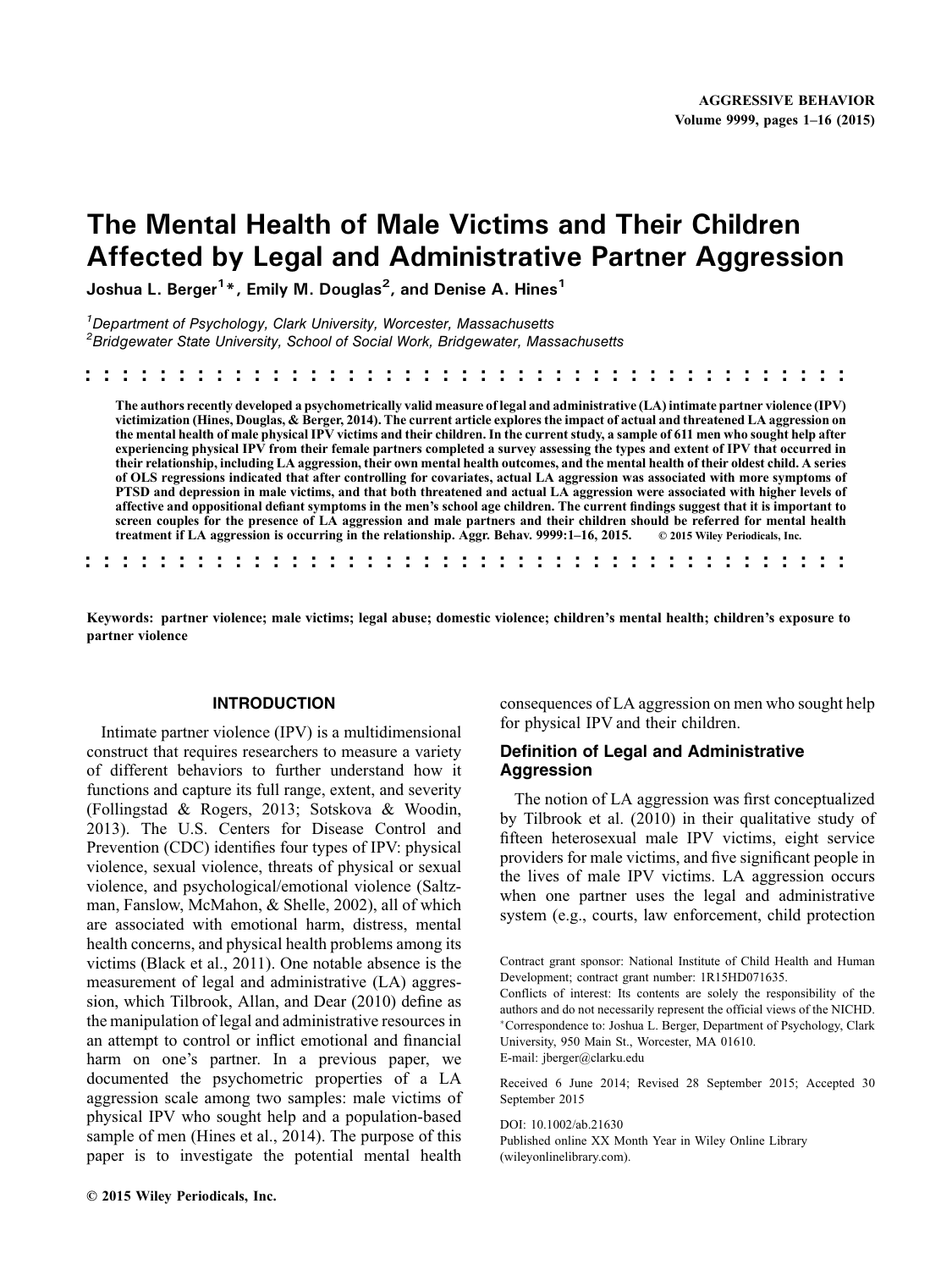# The Mental Health of Male Victims and Their Children Affected by Legal and Administrative Partner Aggression

**Joshua L. Berger[1]\*, Emily M. Douglas[2], and Denise A. Hines[1]**

[1]*Department of Psychology, Clark University, Worcester, Massachusetts*
[2]*Bridgewater State University, School of Social Work, Bridgewater, Massachusetts*

**The authors recently developed a psychometrically valid measure of legal and administrative (LA) intimate partner violence (IPV) victimization (Hines, Douglas, & Berger, 2014). The current article explores the impact of actual and threatened LA aggression on the mental health of male physical IPV victims and their children. In the current study, a sample of 611 men who sought help after experiencing physical IPV from their female partners completed a survey assessing the types and extent of IPV that occurred in their relationship, including LA aggression, their own mental health outcomes, and the mental health of their oldest child. A series of OLS regressions indicated that after controlling for covariates, actual LA aggression was associated with more symptoms of PTSD and depression in male victims, and that both threatened and actual LA aggression were associated with higher levels of affective and oppositional defiant symptoms in the men's school age children. The current findings suggest that it is important to screen couples for the presence of LA aggression and male partners and their children should be referred for mental health treatment if LA aggression is occurring in the relationship. Aggr. Behav. 9999:1–16, 2015.** © 2015 Wiley Periodicals, Inc.

**Keywords: partner violence; male victims; legal abuse; domestic violence; children's mental health; children's exposure to partner violence**

## INTRODUCTION

Intimate partner violence (IPV) is a multidimensional construct that requires researchers to measure a variety of different behaviors to further understand how it functions and capture its full range, extent, and severity (Follingstad & Rogers, 2013; Sotskova & Woodin, 2013). The U.S. Centers for Disease Control and Prevention (CDC) identifies four types of IPV: physical violence, sexual violence, threats of physical or sexual violence, and psychological/emotional violence (Saltzman, Fanslow, McMahon, & Shelle, 2002), all of which are associated with emotional harm, distress, mental health concerns, and physical health problems among its victims (Black et al., 2011). One notable absence is the measurement of legal and administrative (LA) aggression, which Tilbrook, Allan, and Dear (2010) define as the manipulation of legal and administrative resources in an attempt to control or inflict emotional and financial harm on one's partner. In a previous paper, we documented the psychometric properties of a LA aggression scale among two samples: male victims of physical IPV who sought help and a population-based sample of men (Hines et al., 2014). The purpose of this paper is to investigate the potential mental health consequences of LA aggression on men who sought help for physical IPV and their children.

### Definition of Legal and Administrative Aggression

The notion of LA aggression was first conceptualized by Tilbrook et al. (2010) in their qualitative study of fifteen heterosexual male IPV victims, eight service providers for male victims, and five significant people in the lives of male IPV victims. LA aggression occurs when one partner uses the legal and administrative system (e.g., courts, law enforcement, child protection

Contract grant sponsor: National Institute of Child Health and Human Development; contract grant number: 1R15HD071635.
Conflicts of interest: Its contents are solely the responsibility of the authors and do not necessarily represent the official views of the NICHD.
\*Correspondence to: Joshua L. Berger, Department of Psychology, Clark University, 950 Main St., Worcester, MA 01610.
E-mail: jberger@clarku.edu

Received 6 June 2014; Revised 28 September 2015; Accepted 30 September 2015

DOI: 10.1002/ab.21630
Published online XX Month Year in Wiley Online Library (wileyonlinelibrary.com).

© 2015 Wiley Periodicals, Inc.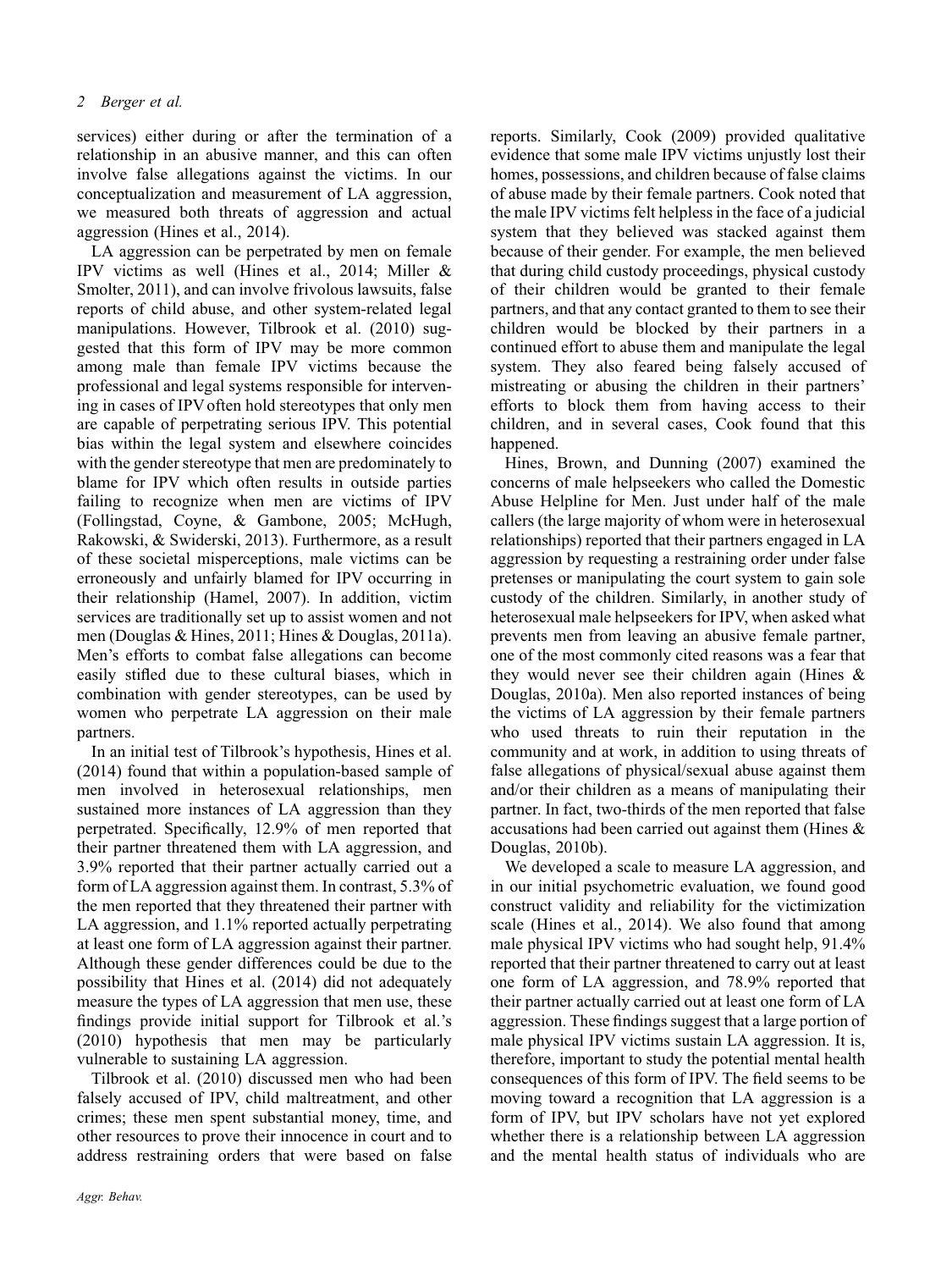services) either during or after the termination of a relationship in an abusive manner, and this can often involve false allegations against the victims. In our conceptualization and measurement of LA aggression, we measured both threats of aggression and actual aggression (Hines et al., 2014).

LA aggression can be perpetrated by men on female IPV victims as well (Hines et al., 2014; Miller & Smolter, 2011), and can involve frivolous lawsuits, false reports of child abuse, and other system-related legal manipulations. However, Tilbrook et al. (2010) suggested that this form of IPV may be more common among male than female IPV victims because the professional and legal systems responsible for intervening in cases of IPV often hold stereotypes that only men are capable of perpetrating serious IPV. This potential bias within the legal system and elsewhere coincides with the gender stereotype that men are predominately to blame for IPV which often results in outside parties failing to recognize when men are victims of IPV (Follingstad, Coyne, & Gambone, 2005; McHugh, Rakowski, & Swiderski, 2013). Furthermore, as a result of these societal misperceptions, male victims can be erroneously and unfairly blamed for IPV occurring in their relationship (Hamel, 2007). In addition, victim services are traditionally set up to assist women and not men (Douglas & Hines, 2011; Hines & Douglas, 2011a). Men's efforts to combat false allegations can become easily stifled due to these cultural biases, which in combination with gender stereotypes, can be used by women who perpetrate LA aggression on their male partners.

In an initial test of Tilbrook's hypothesis, Hines et al. (2014) found that within a population-based sample of men involved in heterosexual relationships, men sustained more instances of LA aggression than they perpetrated. Specifically, 12.9% of men reported that their partner threatened them with LA aggression, and 3.9% reported that their partner actually carried out a form of LA aggression against them. In contrast, 5.3% of the men reported that they threatened their partner with LA aggression, and 1.1% reported actually perpetrating at least one form of LA aggression against their partner. Although these gender differences could be due to the possibility that Hines et al. (2014) did not adequately measure the types of LA aggression that men use, these findings provide initial support for Tilbrook et al.'s (2010) hypothesis that men may be particularly vulnerable to sustaining LA aggression.

Tilbrook et al. (2010) discussed men who had been falsely accused of IPV, child maltreatment, and other crimes; these men spent substantial money, time, and other resources to prove their innocence in court and to address restraining orders that were based on false reports. Similarly, Cook (2009) provided qualitative evidence that some male IPV victims unjustly lost their homes, possessions, and children because of false claims of abuse made by their female partners. Cook noted that the male IPV victims felt helpless in the face of a judicial system that they believed was stacked against them because of their gender. For example, the men believed that during child custody proceedings, physical custody of their children would be granted to their female partners, and that any contact granted to them to see their children would be blocked by their partners in a continued effort to abuse them and manipulate the legal system. They also feared being falsely accused of mistreating or abusing the children in their partners' efforts to block them from having access to their children, and in several cases, Cook found that this happened.

Hines, Brown, and Dunning (2007) examined the concerns of male helpseekers who called the Domestic Abuse Helpline for Men. Just under half of the male callers (the large majority of whom were in heterosexual relationships) reported that their partners engaged in LA aggression by requesting a restraining order under false pretenses or manipulating the court system to gain sole custody of the children. Similarly, in another study of heterosexual male helpseekers for IPV, when asked what prevents men from leaving an abusive female partner, one of the most commonly cited reasons was a fear that they would never see their children again (Hines & Douglas, 2010a). Men also reported instances of being the victims of LA aggression by their female partners who used threats to ruin their reputation in the community and at work, in addition to using threats of false allegations of physical/sexual abuse against them and/or their children as a means of manipulating their partner. In fact, two-thirds of the men reported that false accusations had been carried out against them (Hines & Douglas, 2010b).

We developed a scale to measure LA aggression, and in our initial psychometric evaluation, we found good construct validity and reliability for the victimization scale (Hines et al., 2014). We also found that among male physical IPV victims who had sought help, 91.4% reported that their partner threatened to carry out at least one form of LA aggression, and 78.9% reported that their partner actually carried out at least one form of LA aggression. These findings suggest that a large portion of male physical IPV victims sustain LA aggression. It is, therefore, important to study the potential mental health consequences of this form of IPV. The field seems to be moving toward a recognition that LA aggression is a form of IPV, but IPV scholars have not yet explored whether there is a relationship between LA aggression and the mental health status of individuals who are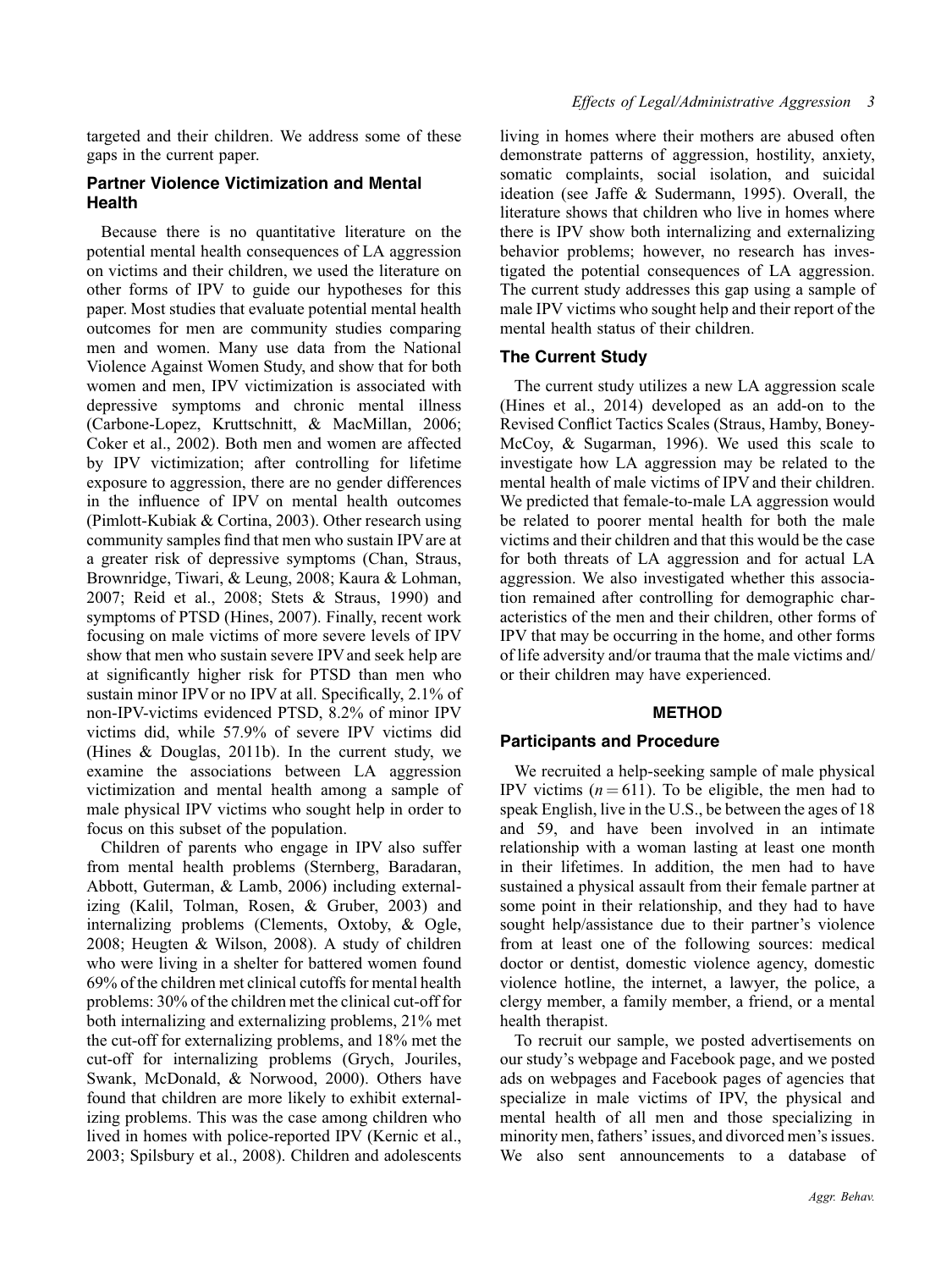targeted and their children. We address some of these gaps in the current paper.

## Partner Violence Victimization and Mental Health

Because there is no quantitative literature on the potential mental health consequences of LA aggression on victims and their children, we used the literature on other forms of IPV to guide our hypotheses for this paper. Most studies that evaluate potential mental health outcomes for men are community studies comparing men and women. Many use data from the National Violence Against Women Study, and show that for both women and men, IPV victimization is associated with depressive symptoms and chronic mental illness (Carbone-Lopez, Kruttschnitt, & MacMillan, 2006; Coker et al., 2002). Both men and women are affected by IPV victimization; after controlling for lifetime exposure to aggression, there are no gender differences in the influence of IPV on mental health outcomes (Pimlott-Kubiak & Cortina, 2003). Other research using community samples find that men who sustain IPV are at a greater risk of depressive symptoms (Chan, Straus, Brownridge, Tiwari, & Leung, 2008; Kaura & Lohman, 2007; Reid et al., 2008; Stets & Straus, 1990) and symptoms of PTSD (Hines, 2007). Finally, recent work focusing on male victims of more severe levels of IPV show that men who sustain severe IPV and seek help are at significantly higher risk for PTSD than men who sustain minor IPV or no IPV at all. Specifically, 2.1% of non-IPV-victims evidenced PTSD, 8.2% of minor IPV victims did, while 57.9% of severe IPV victims did (Hines & Douglas, 2011b). In the current study, we examine the associations between LA aggression victimization and mental health among a sample of male physical IPV victims who sought help in order to focus on this subset of the population.

Children of parents who engage in IPV also suffer from mental health problems (Sternberg, Baradaran, Abbott, Guterman, & Lamb, 2006) including externalizing (Kalil, Tolman, Rosen, & Gruber, 2003) and internalizing problems (Clements, Oxtoby, & Ogle, 2008; Heugten & Wilson, 2008). A study of children who were living in a shelter for battered women found 69% of the children met clinical cutoffs for mental health problems: 30% of the children met the clinical cut-off for both internalizing and externalizing problems, 21% met the cut-off for externalizing problems, and 18% met the cut-off for internalizing problems (Grych, Jouriles, Swank, McDonald, & Norwood, 2000). Others have found that children are more likely to exhibit externalizing problems. This was the case among children who lived in homes with police-reported IPV (Kernic et al., 2003; Spilsbury et al., 2008). Children and adolescents living in homes where their mothers are abused often demonstrate patterns of aggression, hostility, anxiety, somatic complaints, social isolation, and suicidal ideation (see Jaffe & Sudermann, 1995). Overall, the literature shows that children who live in homes where there is IPV show both internalizing and externalizing behavior problems; however, no research has investigated the potential consequences of LA aggression. The current study addresses this gap using a sample of male IPV victims who sought help and their report of the mental health status of their children.

## The Current Study

The current study utilizes a new LA aggression scale (Hines et al., 2014) developed as an add-on to the Revised Conflict Tactics Scales (Straus, Hamby, Boney-McCoy, & Sugarman, 1996). We used this scale to investigate how LA aggression may be related to the mental health of male victims of IPV and their children. We predicted that female-to-male LA aggression would be related to poorer mental health for both the male victims and their children and that this would be the case for both threats of LA aggression and for actual LA aggression. We also investigated whether this association remained after controlling for demographic characteristics of the men and their children, other forms of IPV that may be occurring in the home, and other forms of life adversity and/or trauma that the male victims and/or their children may have experienced.

# METHOD

## Participants and Procedure

We recruited a help-seeking sample of male physical IPV victims ($n = 611$). To be eligible, the men had to speak English, live in the U.S., be between the ages of 18 and 59, and have been involved in an intimate relationship with a woman lasting at least one month in their lifetimes. In addition, the men had to have sustained a physical assault from their female partner at some point in their relationship, and they had to have sought help/assistance due to their partner's violence from at least one of the following sources: medical doctor or dentist, domestic violence agency, domestic violence hotline, the internet, a lawyer, the police, a clergy member, a family member, a friend, or a mental health therapist.

To recruit our sample, we posted advertisements on our study's webpage and Facebook page, and we posted ads on webpages and Facebook pages of agencies that specialize in male victims of IPV, the physical and mental health of all men and those specializing in minority men, fathers' issues, and divorced men's issues. We also sent announcements to a database of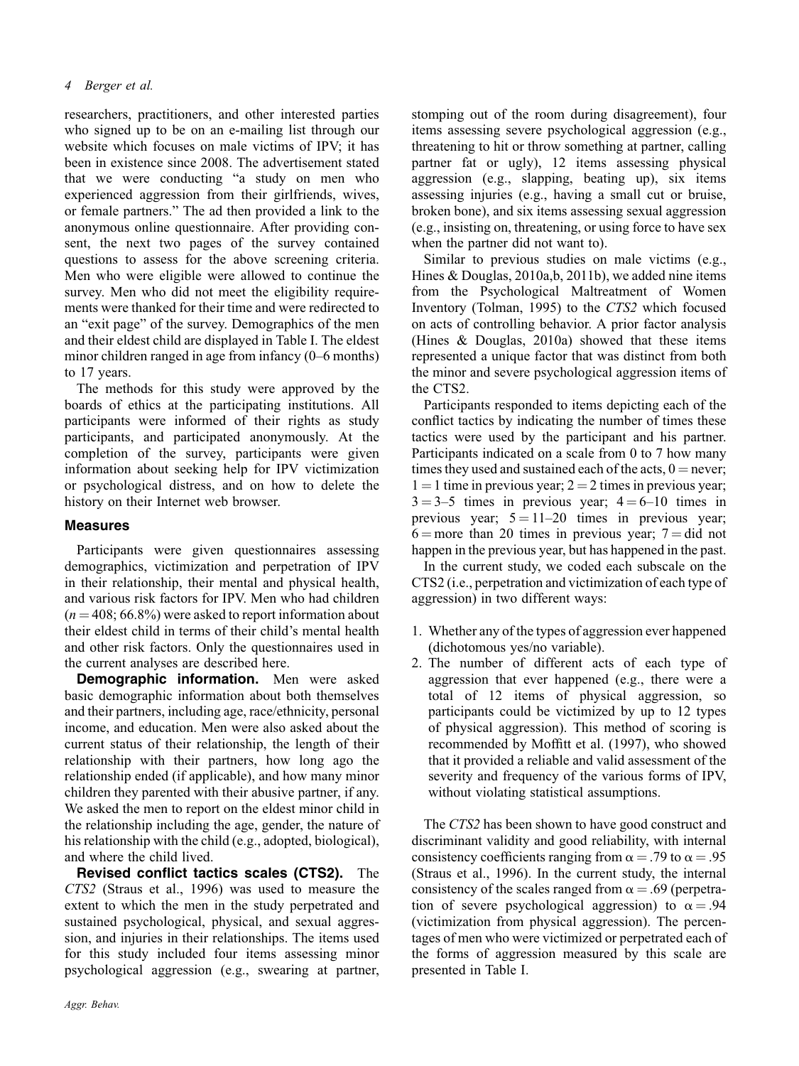researchers, practitioners, and other interested parties who signed up to be on an e-mailing list through our website which focuses on male victims of IPV; it has been in existence since 2008. The advertisement stated that we were conducting "a study on men who experienced aggression from their girlfriends, wives, or female partners." The ad then provided a link to the anonymous online questionnaire. After providing consent, the next two pages of the survey contained questions to assess for the above screening criteria. Men who were eligible were allowed to continue the survey. Men who did not meet the eligibility requirements were thanked for their time and were redirected to an "exit page" of the survey. Demographics of the men and their eldest child are displayed in Table I. The eldest minor children ranged in age from infancy (0–6 months) to 17 years.

The methods for this study were approved by the boards of ethics at the participating institutions. All participants were informed of their rights as study participants, and participated anonymously. At the completion of the survey, participants were given information about seeking help for IPV victimization or psychological distress, and on how to delete the history on their Internet web browser.

## Measures

Participants were given questionnaires assessing demographics, victimization and perpetration of IPV in their relationship, their mental and physical health, and various risk factors for IPV. Men who had children ($n = 408$; 66.8%) were asked to report information about their eldest child in terms of their child's mental health and other risk factors. Only the questionnaires used in the current analyses are described here.

**Demographic information.** Men were asked basic demographic information about both themselves and their partners, including age, race/ethnicity, personal income, and education. Men were also asked about the current status of their relationship, the length of their relationship with their partners, how long ago the relationship ended (if applicable), and how many minor children they parented with their abusive partner, if any. We asked the men to report on the eldest minor child in the relationship including the age, gender, the nature of his relationship with the child (e.g., adopted, biological), and where the child lived.

**Revised conflict tactics scales (CTS2).** The *CTS2* (Straus et al., 1996) was used to measure the extent to which the men in the study perpetrated and sustained psychological, physical, and sexual aggression, and injuries in their relationships. The items used for this study included four items assessing minor psychological aggression (e.g., swearing at partner, stomping out of the room during disagreement), four items assessing severe psychological aggression (e.g., threatening to hit or throw something at partner, calling partner fat or ugly), 12 items assessing physical aggression (e.g., slapping, beating up), six items assessing injuries (e.g., having a small cut or bruise, broken bone), and six items assessing sexual aggression (e.g., insisting on, threatening, or using force to have sex when the partner did not want to).

Similar to previous studies on male victims (e.g., Hines & Douglas, 2010a,b, 2011b), we added nine items from the Psychological Maltreatment of Women Inventory (Tolman, 1995) to the *CTS2* which focused on acts of controlling behavior. A prior factor analysis (Hines & Douglas, 2010a) showed that these items represented a unique factor that was distinct from both the minor and severe psychological aggression items of the CTS2.

Participants responded to items depicting each of the conflict tactics by indicating the number of times these tactics were used by the participant and his partner. Participants indicated on a scale from 0 to 7 how many times they used and sustained each of the acts, 0 = never; 1 = 1 time in previous year; 2 = 2 times in previous year; 3 = 3–5 times in previous year; 4 = 6–10 times in previous year; 5 = 11–20 times in previous year; 6 = more than 20 times in previous year; 7 = did not happen in the previous year, but has happened in the past.

In the current study, we coded each subscale on the CTS2 (i.e., perpetration and victimization of each type of aggression) in two different ways:

1. Whether any of the types of aggression ever happened (dichotomous yes/no variable).
2. The number of different acts of each type of aggression that ever happened (e.g., there were a total of 12 items of physical aggression, so participants could be victimized by up to 12 types of physical aggression). This method of scoring is recommended by Moffitt et al. (1997), who showed that it provided a reliable and valid assessment of the severity and frequency of the various forms of IPV, without violating statistical assumptions.

The *CTS2* has been shown to have good construct and discriminant validity and good reliability, with internal consistency coefficients ranging from $\alpha = .79$ to $\alpha = .95$ (Straus et al., 1996). In the current study, the internal consistency of the scales ranged from $\alpha = .69$ (perpetration of severe psychological aggression) to $\alpha = .94$ (victimization from physical aggression). The percentages of men who were victimized or perpetrated each of the forms of aggression measured by this scale are presented in Table I.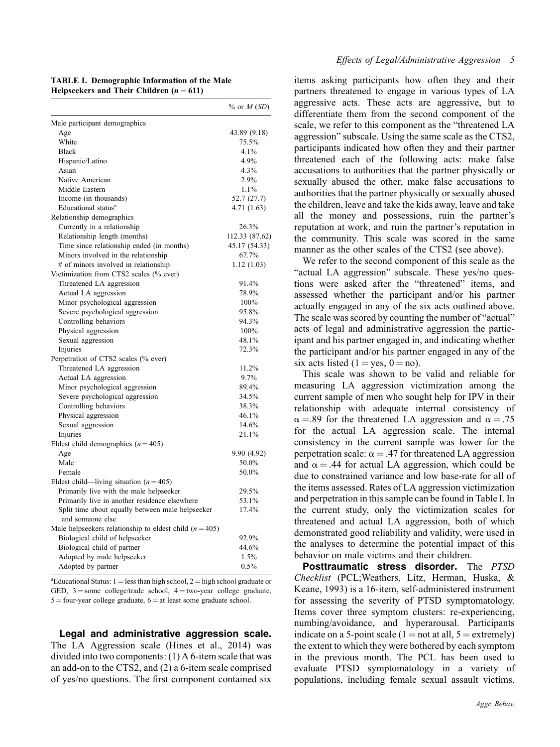**TABLE I. Demographic Information of the Male Helpseekers and Their Children ($n = 611$)**

| | % or *M* (*SD*) |
|---|---|
| Male participant demographics | |
| Age | 43.89 (9.18) |
| White | 75.5% |
| Black | 4.1% |
| Hispanic/Latino | 4.9% |
| Asian | 4.3% |
| Native American | 2.9% |
| Middle Eastern | 1.1% |
| Income (in thousands) | 52.7 (27.7) |
| Educational status[a] | 4.71 (1.63) |
| Relationship demographics | |
| Currently in a relationship | 26.3% |
| Relationship length (months) | 112.33 (87.62) |
| Time since relationship ended (in months) | 45.17 (54.33) |
| Minors involved in the relationship | 67.7% |
| # of minors involved in relationship | 1.12 (1.03) |
| Victimization from CTS2 scales (% ever) | |
| Threatened LA aggression | 91.4% |
| Actual LA aggression | 78.9% |
| Minor psychological aggression | 100% |
| Severe psychological aggression | 95.8% |
| Controlling behaviors | 94.3% |
| Physical aggression | 100% |
| Sexual aggression | 48.1% |
| Injuries | 72.3% |
| Perpetration of CTS2 scales (% ever) | |
| Threatened LA aggression | 11.2% |
| Actual LA aggression | 9.7% |
| Minor psychological aggression | 89.4% |
| Severe psychological aggression | 34.5% |
| Controlling behaviors | 38.3% |
| Physical aggression | 46.1% |
| Sexual aggression | 14.6% |
| Injuries | 21.1% |
| Eldest child demographics ($n = 405$) | |
| Age | 9.90 (4.92) |
| Male | 50.0% |
| Female | 50.0% |
| Eldest child—living situation ($n = 405$) | |
| Primarily live with the male helpseeker | 29.5% |
| Primarily live in another residence elsewhere | 53.1% |
| Split time about equally between male helpseeker and someone else | 17.4% |
| Male helpseekers relationship to eldest child ($n = 405$) | |
| Biological child of helpseeker | 92.9% |
| Biological child of partner | 44.6% |
| Adopted by male helpseeker | 1.5% |
| Adopted by partner | 0.5% |

[a]Educational Status: 1 = less than high school, 2 = high school graduate or GED, 3 = some college/trade school, 4 = two-year college graduate, 5 = four-year college graduate, 6 = at least some graduate school.

**Legal and administrative aggression scale.** The LA Aggression scale (Hines et al., 2014) was divided into two components: (1) A 6-item scale that was an add-on to the CTS2, and (2) a 6-item scale comprised of yes/no questions. The first component contained six items asking participants how often they and their partners threatened to engage in various types of LA aggressive acts. These acts are aggressive, but to differentiate them from the second component of the scale, we refer to this component as the "threatened LA aggression" subscale. Using the same scale as the CTS2, participants indicated how often they and their partner threatened each of the following acts: make false accusations to authorities that the partner physically or sexually abused the other, make false accusations to authorities that the partner physically or sexually abused the children, leave and take the kids away, leave and take all the money and possessions, ruin the partner's reputation at work, and ruin the partner's reputation in the community. This scale was scored in the same manner as the other scales of the CTS2 (see above).

We refer to the second component of this scale as the "actual LA aggression" subscale. These yes/no questions were asked after the "threatened" items, and assessed whether the participant and/or his partner actually engaged in any of the six acts outlined above. The scale was scored by counting the number of "actual" acts of legal and administrative aggression the participant and his partner engaged in, and indicating whether the participant and/or his partner engaged in any of the six acts listed (1 = yes, 0 = no).

This scale was shown to be valid and reliable for measuring LA aggression victimization among the current sample of men who sought help for IPV in their relationship with adequate internal consistency of $\alpha = .89$ for the threatened LA aggression and $\alpha = .75$ for the actual LA aggression scale. The internal consistency in the current sample was lower for the perpetration scale: $\alpha = .47$ for threatened LA aggression and $\alpha = .44$ for actual LA aggression, which could be due to constrained variance and low base-rate for all of the items assessed. Rates of LA aggression victimization and perpetration in this sample can be found in Table I. In the current study, only the victimization scales for threatened and actual LA aggression, both of which demonstrated good reliability and validity, were used in the analyses to determine the potential impact of this behavior on male victims and their children.

**Posttraumatic stress disorder.** The *PTSD Checklist* (PCL;Weathers, Litz, Herman, Huska, & Keane, 1993) is a 16-item, self-administered instrument for assessing the severity of PTSD symptomatology. Items cover three symptom clusters: re-experiencing, numbing/avoidance, and hyperarousal. Participants indicate on a 5-point scale (1 = not at all, 5 = extremely) the extent to which they were bothered by each symptom in the previous month. The PCL has been used to evaluate PTSD symptomatology in a variety of populations, including female sexual assault victims,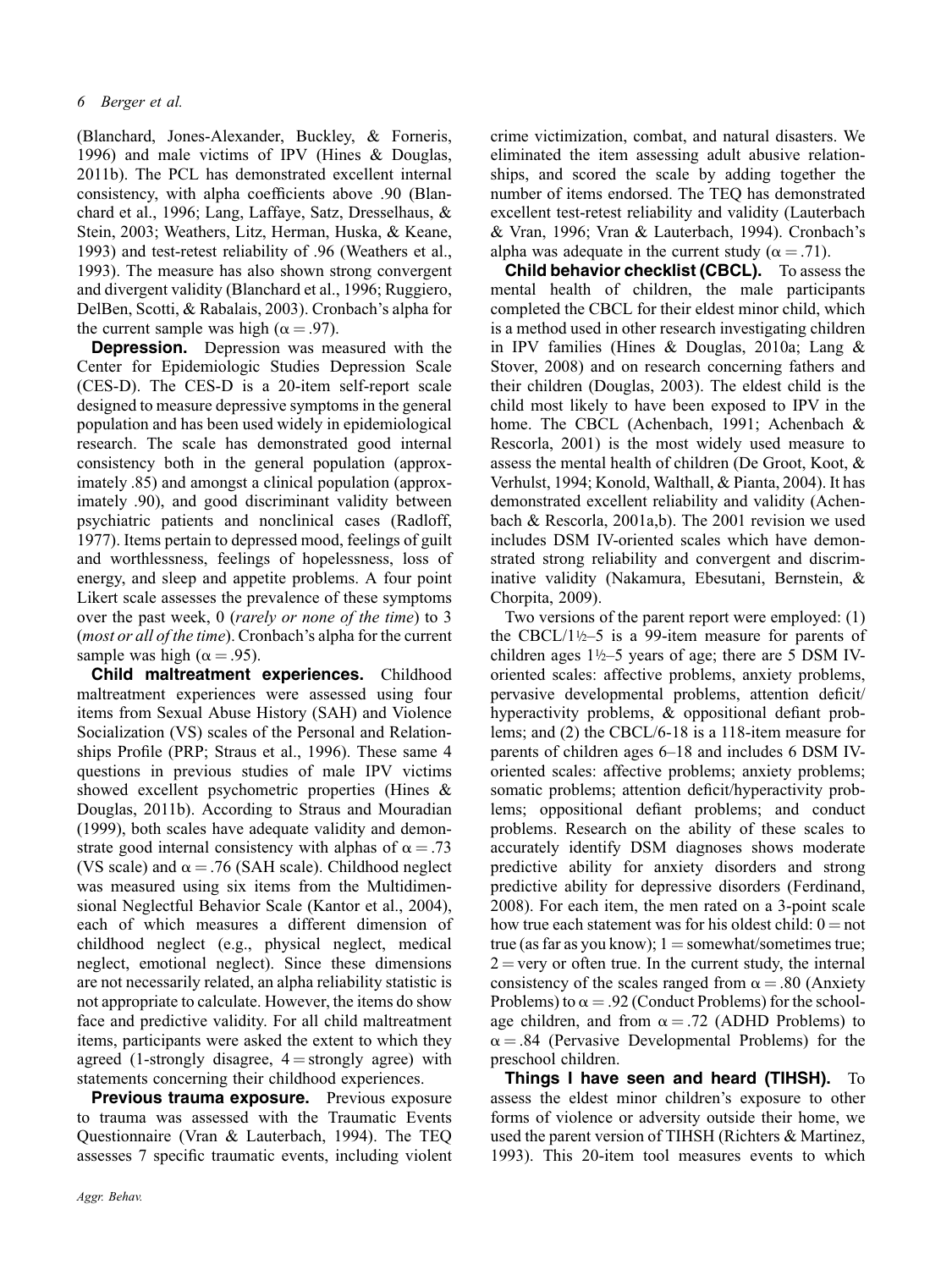(Blanchard, Jones-Alexander, Buckley, & Forneris, 1996) and male victims of IPV (Hines & Douglas, 2011b). The PCL has demonstrated excellent internal consistency, with alpha coefficients above .90 (Blanchard et al., 1996; Lang, Laffaye, Satz, Dresselhaus, & Stein, 2003; Weathers, Litz, Herman, Huska, & Keane, 1993) and test-retest reliability of .96 (Weathers et al., 1993). The measure has also shown strong convergent and divergent validity (Blanchard et al., 1996; Ruggiero, DelBen, Scotti, & Rabalais, 2003). Cronbach's alpha for the current sample was high ($\alpha = .97$).

**Depression.** Depression was measured with the Center for Epidemiologic Studies Depression Scale (CES-D). The CES-D is a 20-item self-report scale designed to measure depressive symptoms in the general population and has been used widely in epidemiological research. The scale has demonstrated good internal consistency both in the general population (approximately .85) and amongst a clinical population (approximately .90), and good discriminant validity between psychiatric patients and nonclinical cases (Radloff, 1977). Items pertain to depressed mood, feelings of guilt and worthlessness, feelings of hopelessness, loss of energy, and sleep and appetite problems. A four point Likert scale assesses the prevalence of these symptoms over the past week, 0 (*rarely or none of the time*) to 3 (*most or all of the time*). Cronbach's alpha for the current sample was high ($\alpha = .95$).

**Child maltreatment experiences.** Childhood maltreatment experiences were assessed using four items from Sexual Abuse History (SAH) and Violence Socialization (VS) scales of the Personal and Relationships Profile (PRP; Straus et al., 1996). These same 4 questions in previous studies of male IPV victims showed excellent psychometric properties (Hines & Douglas, 2011b). According to Straus and Mouradian (1999), both scales have adequate validity and demonstrate good internal consistency with alphas of $\alpha = .73$ (VS scale) and $\alpha = .76$ (SAH scale). Childhood neglect was measured using six items from the Multidimensional Neglectful Behavior Scale (Kantor et al., 2004), each of which measures a different dimension of childhood neglect (e.g., physical neglect, medical neglect, emotional neglect). Since these dimensions are not necessarily related, an alpha reliability statistic is not appropriate to calculate. However, the items do show face and predictive validity. For all child maltreatment items, participants were asked the extent to which they agreed (1-strongly disagree, 4 = strongly agree) with statements concerning their childhood experiences.

**Previous trauma exposure.** Previous exposure to trauma was assessed with the Traumatic Events Questionnaire (Vran & Lauterbach, 1994). The TEQ assesses 7 specific traumatic events, including violent crime victimization, combat, and natural disasters. We eliminated the item assessing adult abusive relationships, and scored the scale by adding together the number of items endorsed. The TEQ has demonstrated excellent test-retest reliability and validity (Lauterbach & Vran, 1996; Vran & Lauterbach, 1994). Cronbach's alpha was adequate in the current study ($\alpha = .71$).

**Child behavior checklist (CBCL).** To assess the mental health of children, the male participants completed the CBCL for their eldest minor child, which is a method used in other research investigating children in IPV families (Hines & Douglas, 2010a; Lang & Stover, 2008) and on research concerning fathers and their children (Douglas, 2003). The eldest child is the child most likely to have been exposed to IPV in the home. The CBCL (Achenbach, 1991; Achenbach & Rescorla, 2001) is the most widely used measure to assess the mental health of children (De Groot, Koot, & Verhulst, 1994; Konold, Walthall, & Pianta, 2004). It has demonstrated excellent reliability and validity (Achenbach & Rescorla, 2001a,b). The 2001 revision we used includes DSM IV-oriented scales which have demonstrated strong reliability and convergent and discriminative validity (Nakamura, Ebesutani, Bernstein, & Chorpita, 2009).

Two versions of the parent report were employed: (1) the CBCL/1½–5 is a 99-item measure for parents of children ages 1½–5 years of age; there are 5 DSM IV-oriented scales: affective problems, anxiety problems, pervasive developmental problems, attention deficit/hyperactivity problems, & oppositional defiant problems; and (2) the CBCL/6-18 is a 118-item measure for parents of children ages 6–18 and includes 6 DSM IV-oriented scales: affective problems; anxiety problems; somatic problems; attention deficit/hyperactivity problems; oppositional defiant problems; and conduct problems. Research on the ability of these scales to accurately identify DSM diagnoses shows moderate predictive ability for anxiety disorders and strong predictive ability for depressive disorders (Ferdinand, 2008). For each item, the men rated on a 3-point scale how true each statement was for his oldest child: 0 = not true (as far as you know); 1 = somewhat/sometimes true; 2 = very or often true. In the current study, the internal consistency of the scales ranged from $\alpha = .80$ (Anxiety Problems) to $\alpha = .92$ (Conduct Problems) for the school-age children, and from $\alpha = .72$ (ADHD Problems) to $\alpha = .84$ (Pervasive Developmental Problems) for the preschool children.

**Things I have seen and heard (TIHSH).** To assess the eldest minor children's exposure to other forms of violence or adversity outside their home, we used the parent version of TIHSH (Richters & Martinez, 1993). This 20-item tool measures events to which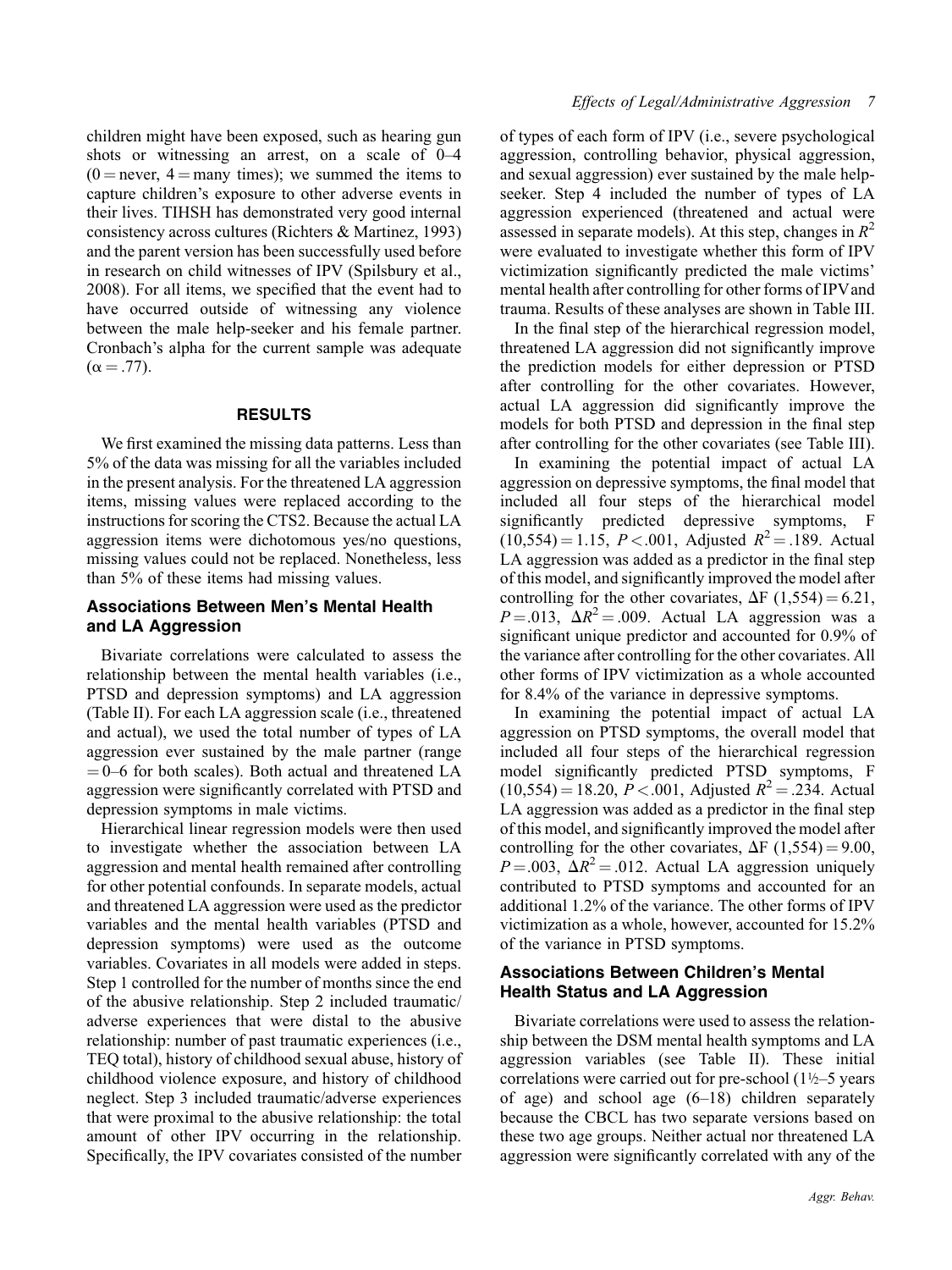children might have been exposed, such as hearing gun shots or witnessing an arrest, on a scale of 0–4 (0 = never, 4 = many times); we summed the items to capture children's exposure to other adverse events in their lives. TIHSH has demonstrated very good internal consistency across cultures (Richters & Martinez, 1993) and the parent version has been successfully used before in research on child witnesses of IPV (Spilsbury et al., 2008). For all items, we specified that the event had to have occurred outside of witnessing any violence between the male help-seeker and his female partner. Cronbach's alpha for the current sample was adequate ($\alpha = .77$).

## RESULTS

We first examined the missing data patterns. Less than 5% of the data was missing for all the variables included in the present analysis. For the threatened LA aggression items, missing values were replaced according to the instructions for scoring the CTS2. Because the actual LA aggression items were dichotomous yes/no questions, missing values could not be replaced. Nonetheless, less than 5% of these items had missing values.

### Associations Between Men's Mental Health and LA Aggression

Bivariate correlations were calculated to assess the relationship between the mental health variables (i.e., PTSD and depression symptoms) and LA aggression (Table II). For each LA aggression scale (i.e., threatened and actual), we used the total number of types of LA aggression ever sustained by the male partner (range = 0–6 for both scales). Both actual and threatened LA aggression were significantly correlated with PTSD and depression symptoms in male victims.

Hierarchical linear regression models were then used to investigate whether the association between LA aggression and mental health remained after controlling for other potential confounds. In separate models, actual and threatened LA aggression were used as the predictor variables and the mental health variables (PTSD and depression symptoms) were used as the outcome variables. Covariates in all models were added in steps. Step 1 controlled for the number of months since the end of the abusive relationship. Step 2 included traumatic/adverse experiences that were distal to the abusive relationship: number of past traumatic experiences (i.e., TEQ total), history of childhood sexual abuse, history of childhood violence exposure, and history of childhood neglect. Step 3 included traumatic/adverse experiences that were proximal to the abusive relationship: the total amount of other IPV occurring in the relationship. Specifically, the IPV covariates consisted of the number of types of each form of IPV (i.e., severe psychological aggression, controlling behavior, physical aggression, and sexual aggression) ever sustained by the male help-seeker. Step 4 included the number of types of LA aggression experienced (threatened and actual were assessed in separate models). At this step, changes in $R^2$ were evaluated to investigate whether this form of IPV victimization significantly predicted the male victims' mental health after controlling for other forms of IPV and trauma. Results of these analyses are shown in Table III.

In the final step of the hierarchical regression model, threatened LA aggression did not significantly improve the prediction models for either depression or PTSD after controlling for the other covariates. However, actual LA aggression did significantly improve the models for both PTSD and depression in the final step after controlling for the other covariates (see Table III).

In examining the potential impact of actual LA aggression on depressive symptoms, the final model that included all four steps of the hierarchical model significantly predicted depressive symptoms, $F(10,554) = 1.15$, $P < .001$, Adjusted $R^2 = .189$. Actual LA aggression was added as a predictor in the final step of this model, and significantly improved the model after controlling for the other covariates, $\Delta F(1,554) = 6.21$, $P = .013$, $\Delta R^2 = .009$. Actual LA aggression was a significant unique predictor and accounted for 0.9% of the variance after controlling for the other covariates. All other forms of IPV victimization as a whole accounted for 8.4% of the variance in depressive symptoms.

In examining the potential impact of actual LA aggression on PTSD symptoms, the overall model that included all four steps of the hierarchical regression model significantly predicted PTSD symptoms, $F(10,554) = 18.20$, $P < .001$, Adjusted $R^2 = .234$. Actual LA aggression was added as a predictor in the final step of this model, and significantly improved the model after controlling for the other covariates, $\Delta F(1,554) = 9.00$, $P = .003$, $\Delta R^2 = .012$. Actual LA aggression uniquely contributed to PTSD symptoms and accounted for an additional 1.2% of the variance. The other forms of IPV victimization as a whole, however, accounted for 15.2% of the variance in PTSD symptoms.

### Associations Between Children's Mental Health Status and LA Aggression

Bivariate correlations were used to assess the relationship between the DSM mental health symptoms and LA aggression variables (see Table II). These initial correlations were carried out for pre-school (1½–5 years of age) and school age (6–18) children separately because the CBCL has two separate versions based on these two age groups. Neither actual nor threatened LA aggression were significantly correlated with any of the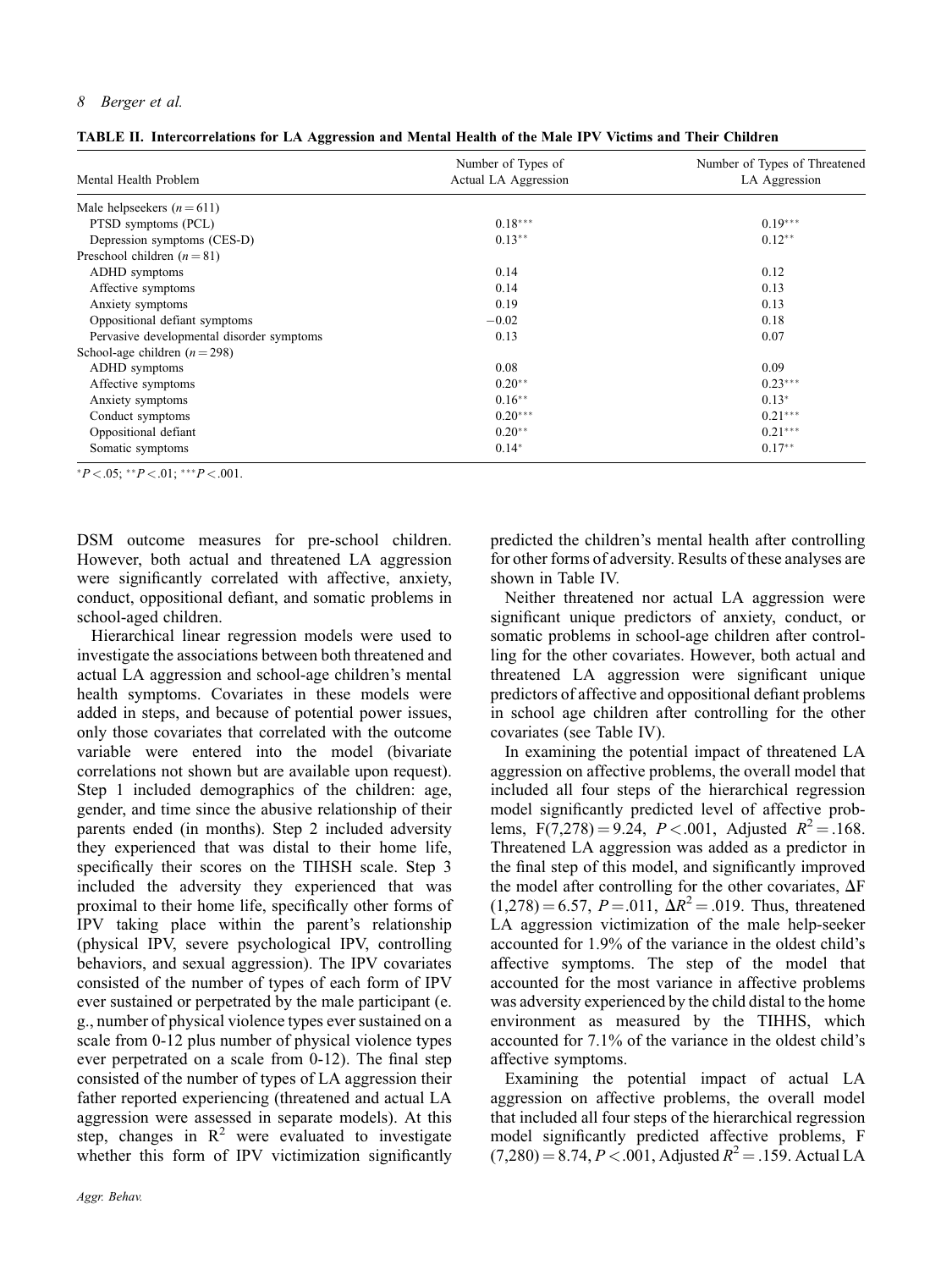**TABLE II. Intercorrelations for LA Aggression and Mental Health of the Male IPV Victims and Their Children**

| Mental Health Problem | Number of Types of Actual LA Aggression | Number of Types of Threatened LA Aggression |
|---|---|---|
| Male helpseekers ($n = 611$) | | |
| PTSD symptoms (PCL) | 0.18*** | 0.19*** |
| Depression symptoms (CES-D) | 0.13** | 0.12** |
| Preschool children ($n = 81$) | | |
| ADHD symptoms | 0.14 | 0.12 |
| Affective symptoms | 0.14 | 0.13 |
| Anxiety symptoms | 0.19 | 0.13 |
| Oppositional defiant symptoms | −0.02 | 0.18 |
| Pervasive developmental disorder symptoms | 0.13 | 0.07 |
| School-age children ($n = 298$) | | |
| ADHD symptoms | 0.08 | 0.09 |
| Affective symptoms | 0.20** | 0.23*** |
| Anxiety symptoms | 0.16** | 0.13* |
| Conduct symptoms | 0.20*** | 0.21*** |
| Oppositional defiant | 0.20** | 0.21*** |
| Somatic symptoms | 0.14* | 0.17** |

*$P < .05$; **$P < .01$; ***$P < .001$.

DSM outcome measures for pre-school children. However, both actual and threatened LA aggression were significantly correlated with affective, anxiety, conduct, oppositional defiant, and somatic problems in school-aged children.

Hierarchical linear regression models were used to investigate the associations between both threatened and actual LA aggression and school-age children's mental health symptoms. Covariates in these models were added in steps, and because of potential power issues, only those covariates that correlated with the outcome variable were entered into the model (bivariate correlations not shown but are available upon request). Step 1 included demographics of the children: age, gender, and time since the abusive relationship of their parents ended (in months). Step 2 included adversity they experienced that was distal to their home life, specifically their scores on the TIHSH scale. Step 3 included the adversity they experienced that was proximal to their home life, specifically other forms of IPV taking place within the parent's relationship (physical IPV, severe psychological IPV, controlling behaviors, and sexual aggression). The IPV covariates consisted of the number of types of each form of IPV ever sustained or perpetrated by the male participant (e.g., number of physical violence types ever sustained on a scale from 0-12 plus number of physical violence types ever perpetrated on a scale from 0-12). The final step consisted of the number of types of LA aggression their father reported experiencing (threatened and actual LA aggression were assessed in separate models). At this step, changes in $R^2$ were evaluated to investigate whether this form of IPV victimization significantly predicted the children's mental health after controlling for other forms of adversity. Results of these analyses are shown in Table IV.

Neither threatened nor actual LA aggression were significant unique predictors of anxiety, conduct, or somatic problems in school-age children after controlling for the other covariates. However, both actual and threatened LA aggression were significant unique predictors of affective and oppositional defiant problems in school age children after controlling for the other covariates (see Table IV).

In examining the potential impact of threatened LA aggression on affective problems, the overall model that included all four steps of the hierarchical regression model significantly predicted level of affective problems, $F(7,278) = 9.24$, $P < .001$, Adjusted $R^2 = .168$. Threatened LA aggression was added as a predictor in the final step of this model, and significantly improved the model after controlling for the other covariates, $\Delta F(1,278) = 6.57$, $P = .011$, $\Delta R^2 = .019$. Thus, threatened LA aggression victimization of the male help-seeker accounted for 1.9% of the variance in the oldest child's affective symptoms. The step of the model that accounted for the most variance in affective problems was adversity experienced by the child distal to the home environment as measured by the TIHHS, which accounted for 7.1% of the variance in the oldest child's affective symptoms.

Examining the potential impact of actual LA aggression on affective problems, the overall model that included all four steps of the hierarchical regression model significantly predicted affective problems, $F(7,280) = 8.74$, $P < .001$, Adjusted $R^2 = .159$. Actual LA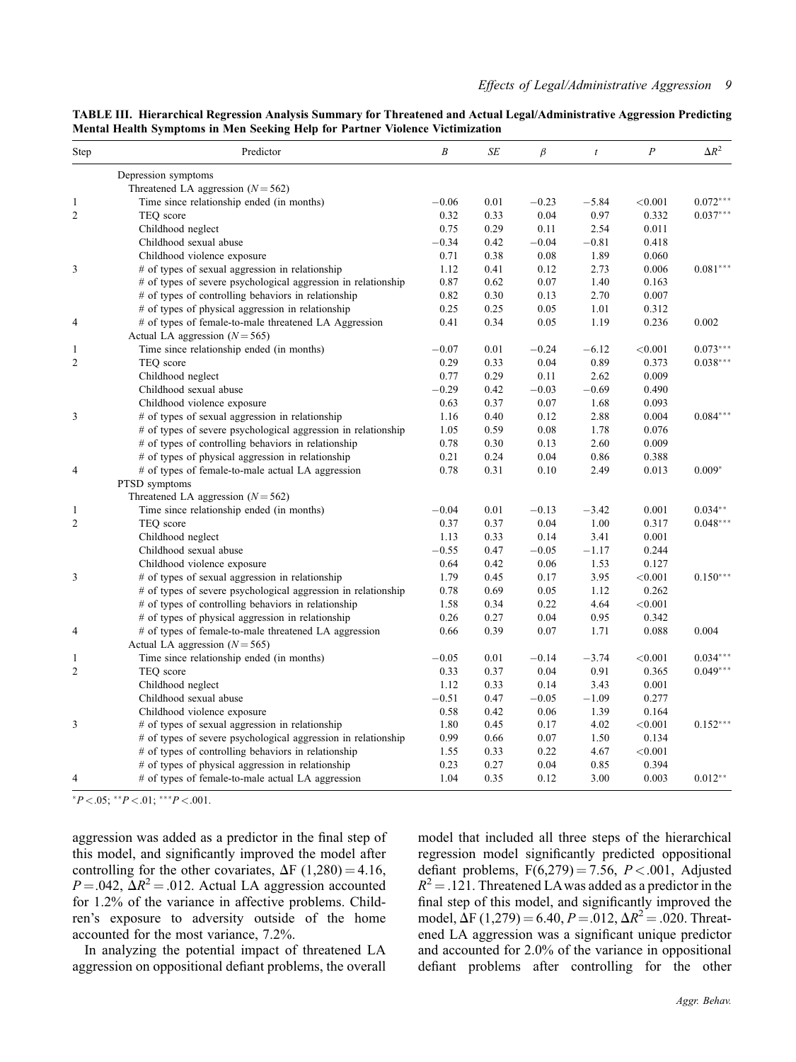**TABLE III. Hierarchical Regression Analysis Summary for Threatened and Actual Legal/Administrative Aggression Predicting Mental Health Symptoms in Men Seeking Help for Partner Violence Victimization**

| Step | Predictor | $B$ | $SE$ | $\beta$ | $t$ | $P$ | $\Delta R^2$ |
|---|---|---|---|---|---|---|---|
| | Depression symptoms | | | | | | |
| | Threatened LA aggression ($N = 562$) | | | | | | |
| 1 | Time since relationship ended (in months) | −0.06 | 0.01 | −0.23 | −5.84 | <0.001 | 0.072*** |
| 2 | TEQ score | 0.32 | 0.33 | 0.04 | 0.97 | 0.332 | 0.037*** |
| | Childhood neglect | 0.75 | 0.29 | 0.11 | 2.54 | 0.011 | |
| | Childhood sexual abuse | −0.34 | 0.42 | −0.04 | −0.81 | 0.418 | |
| | Childhood violence exposure | 0.71 | 0.38 | 0.08 | 1.89 | 0.060 | |
| 3 | # of types of sexual aggression in relationship | 1.12 | 0.41 | 0.12 | 2.73 | 0.006 | 0.081*** |
| | # of types of severe psychological aggression in relationship | 0.87 | 0.62 | 0.07 | 1.40 | 0.163 | |
| | # of types of controlling behaviors in relationship | 0.82 | 0.30 | 0.13 | 2.70 | 0.007 | |
| | # of types of physical aggression in relationship | 0.25 | 0.25 | 0.05 | 1.01 | 0.312 | |
| 4 | # of types of female-to-male threatened LA Aggression | 0.41 | 0.34 | 0.05 | 1.19 | 0.236 | 0.002 |
| | Actual LA aggression ($N = 565$) | | | | | | |
| 1 | Time since relationship ended (in months) | −0.07 | 0.01 | −0.24 | −6.12 | <0.001 | 0.073*** |
| 2 | TEQ score | 0.29 | 0.33 | 0.04 | 0.89 | 0.373 | 0.038*** |
| | Childhood neglect | 0.77 | 0.29 | 0.11 | 2.62 | 0.009 | |
| | Childhood sexual abuse | −0.29 | 0.42 | −0.03 | −0.69 | 0.490 | |
| | Childhood violence exposure | 0.63 | 0.37 | 0.07 | 1.68 | 0.093 | |
| 3 | # of types of sexual aggression in relationship | 1.16 | 0.40 | 0.12 | 2.88 | 0.004 | 0.084*** |
| | # of types of severe psychological aggression in relationship | 1.05 | 0.59 | 0.08 | 1.78 | 0.076 | |
| | # of types of controlling behaviors in relationship | 0.78 | 0.30 | 0.13 | 2.60 | 0.009 | |
| | # of types of physical aggression in relationship | 0.21 | 0.24 | 0.04 | 0.86 | 0.388 | |
| 4 | # of types of female-to-male actual LA aggression | 0.78 | 0.31 | 0.10 | 2.49 | 0.013 | 0.009* |
| | PTSD symptoms | | | | | | |
| | Threatened LA aggression ($N = 562$) | | | | | | |
| 1 | Time since relationship ended (in months) | −0.04 | 0.01 | −0.13 | −3.42 | 0.001 | 0.034** |
| 2 | TEQ score | 0.37 | 0.37 | 0.04 | 1.00 | 0.317 | 0.048*** |
| | Childhood neglect | 1.13 | 0.33 | 0.14 | 3.41 | 0.001 | |
| | Childhood sexual abuse | −0.55 | 0.47 | −0.05 | −1.17 | 0.244 | |
| | Childhood violence exposure | 0.64 | 0.42 | 0.06 | 1.53 | 0.127 | |
| 3 | # of types of sexual aggression in relationship | 1.79 | 0.45 | 0.17 | 3.95 | <0.001 | 0.150*** |
| | # of types of severe psychological aggression in relationship | 0.78 | 0.69 | 0.05 | 1.12 | 0.262 | |
| | # of types of controlling behaviors in relationship | 1.58 | 0.34 | 0.22 | 4.64 | <0.001 | |
| | # of types of physical aggression in relationship | 0.26 | 0.27 | 0.04 | 0.95 | 0.342 | |
| 4 | # of types of female-to-male threatened LA aggression | 0.66 | 0.39 | 0.07 | 1.71 | 0.088 | 0.004 |
| | Actual LA aggression ($N = 565$) | | | | | | |
| 1 | Time since relationship ended (in months) | −0.05 | 0.01 | −0.14 | −3.74 | <0.001 | 0.034*** |
| 2 | TEQ score | 0.33 | 0.37 | 0.04 | 0.91 | 0.365 | 0.049*** |
| | Childhood neglect | 1.12 | 0.33 | 0.14 | 3.43 | 0.001 | |
| | Childhood sexual abuse | −0.51 | 0.47 | −0.05 | −1.09 | 0.277 | |
| | Childhood violence exposure | 0.58 | 0.42 | 0.06 | 1.39 | 0.164 | |
| 3 | # of types of sexual aggression in relationship | 1.80 | 0.45 | 0.17 | 4.02 | <0.001 | 0.152*** |
| | # of types of severe psychological aggression in relationship | 0.99 | 0.66 | 0.07 | 1.50 | 0.134 | |
| | # of types of controlling behaviors in relationship | 1.55 | 0.33 | 0.22 | 4.67 | <0.001 | |
| | # of types of physical aggression in relationship | 0.23 | 0.27 | 0.04 | 0.85 | 0.394 | |
| 4 | # of types of female-to-male actual LA aggression | 1.04 | 0.35 | 0.12 | 3.00 | 0.003 | 0.012** |

*$P < .05$; **$P < .01$; ***$P < .001$.

aggression was added as a predictor in the final step of this model, and significantly improved the model after controlling for the other covariates, $\Delta F\ (1{,}280) = 4.16$, $P = .042$, $\Delta R^2 = .012$. Actual LA aggression accounted for 1.2% of the variance in affective problems. Children's exposure to adversity outside of the home accounted for the most variance, 7.2%.

In analyzing the potential impact of threatened LA aggression on oppositional defiant problems, the overall model that included all three steps of the hierarchical regression model significantly predicted oppositional defiant problems, $F(6{,}279) = 7.56$, $P < .001$, Adjusted $R^2 = .121$. Threatened LA was added as a predictor in the final step of this model, and significantly improved the model, $\Delta F\ (1{,}279) = 6.40$, $P = .012$, $\Delta R^2 = .020$. Threatened LA aggression was a significant unique predictor and accounted for 2.0% of the variance in oppositional defiant problems after controlling for the other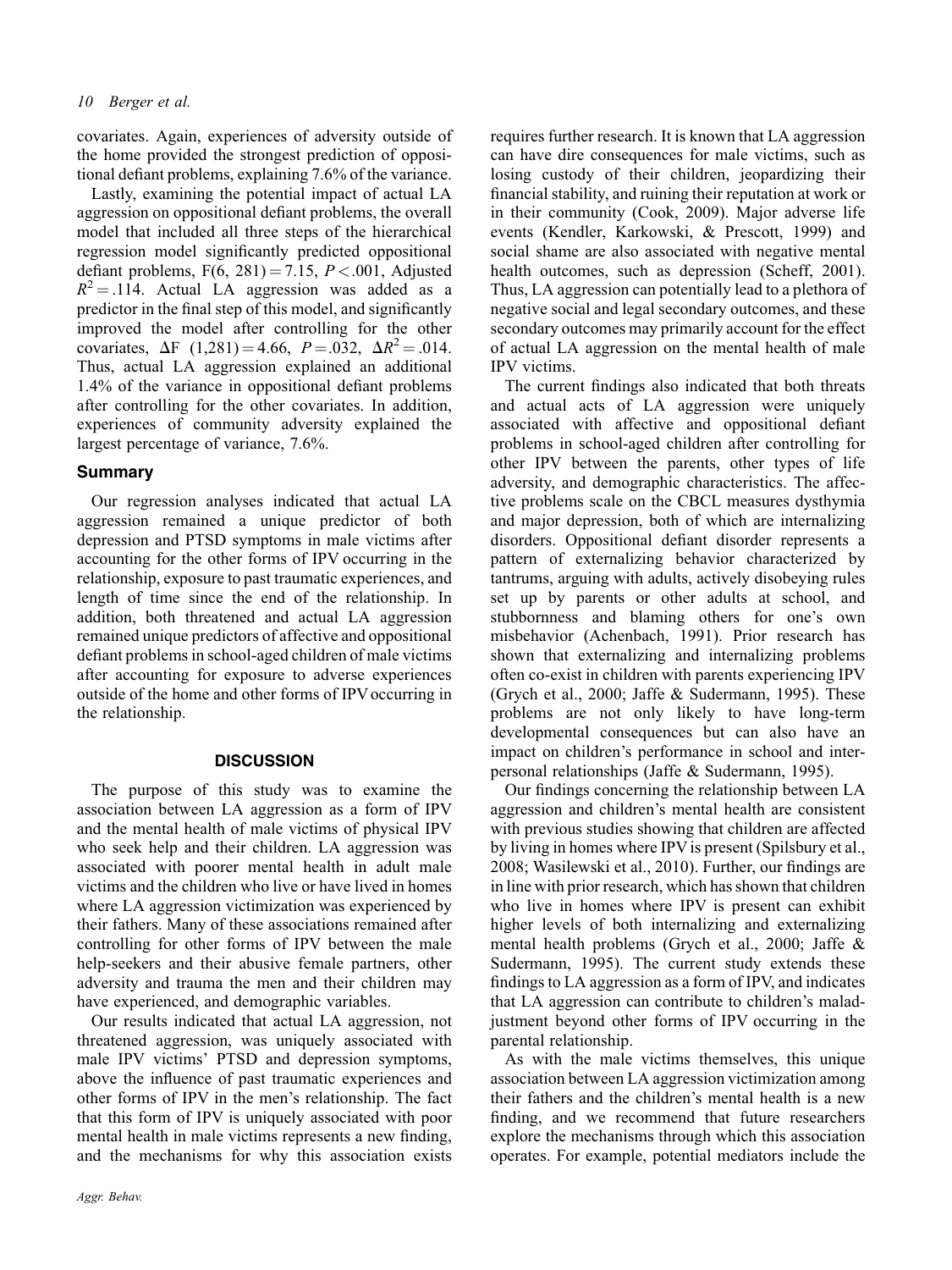covariates. Again, experiences of adversity outside of the home provided the strongest prediction of oppositional defiant problems, explaining 7.6% of the variance.

Lastly, examining the potential impact of actual LA aggression on oppositional defiant problems, the overall model that included all three steps of the hierarchical regression model significantly predicted oppositional defiant problems, $F(6, 281) = 7.15$, $P < .001$, Adjusted $R^2 = .114$. Actual LA aggression was added as a predictor in the final step of this model, and significantly improved the model after controlling for the other covariates, $\Delta F\ (1,281) = 4.66$, $P = .032$, $\Delta R^2 = .014$. Thus, actual LA aggression explained an additional 1.4% of the variance in oppositional defiant problems after controlling for the other covariates. In addition, experiences of community adversity explained the largest percentage of variance, 7.6%.

### Summary

Our regression analyses indicated that actual LA aggression remained a unique predictor of both depression and PTSD symptoms in male victims after accounting for the other forms of IPV occurring in the relationship, exposure to past traumatic experiences, and length of time since the end of the relationship. In addition, both threatened and actual LA aggression remained unique predictors of affective and oppositional defiant problems in school-aged children of male victims after accounting for exposure to adverse experiences outside of the home and other forms of IPV occurring in the relationship.

## DISCUSSION

The purpose of this study was to examine the association between LA aggression as a form of IPV and the mental health of male victims of physical IPV who seek help and their children. LA aggression was associated with poorer mental health in adult male victims and the children who live or have lived in homes where LA aggression victimization was experienced by their fathers. Many of these associations remained after controlling for other forms of IPV between the male help-seekers and their abusive female partners, other adversity and trauma the men and their children may have experienced, and demographic variables.

Our results indicated that actual LA aggression, not threatened aggression, was uniquely associated with male IPV victims' PTSD and depression symptoms, above the influence of past traumatic experiences and other forms of IPV in the men's relationship. The fact that this form of IPV is uniquely associated with poor mental health in male victims represents a new finding, and the mechanisms for why this association exists requires further research. It is known that LA aggression can have dire consequences for male victims, such as losing custody of their children, jeopardizing their financial stability, and ruining their reputation at work or in their community (Cook, 2009). Major adverse life events (Kendler, Karkowski, & Prescott, 1999) and social shame are also associated with negative mental health outcomes, such as depression (Scheff, 2001). Thus, LA aggression can potentially lead to a plethora of negative social and legal secondary outcomes, and these secondary outcomes may primarily account for the effect of actual LA aggression on the mental health of male IPV victims.

The current findings also indicated that both threats and actual acts of LA aggression were uniquely associated with affective and oppositional defiant problems in school-aged children after controlling for other IPV between the parents, other types of life adversity, and demographic characteristics. The affective problems scale on the CBCL measures dysthymia and major depression, both of which are internalizing disorders. Oppositional defiant disorder represents a pattern of externalizing behavior characterized by tantrums, arguing with adults, actively disobeying rules set up by parents or other adults at school, and stubbornness and blaming others for one's own misbehavior (Achenbach, 1991). Prior research has shown that externalizing and internalizing problems often co-exist in children with parents experiencing IPV (Grych et al., 2000; Jaffe & Sudermann, 1995). These problems are not only likely to have long-term developmental consequences but can also have an impact on children's performance in school and interpersonal relationships (Jaffe & Sudermann, 1995).

Our findings concerning the relationship between LA aggression and children's mental health are consistent with previous studies showing that children are affected by living in homes where IPV is present (Spilsbury et al., 2008; Wasilewski et al., 2010). Further, our findings are in line with prior research, which has shown that children who live in homes where IPV is present can exhibit higher levels of both internalizing and externalizing mental health problems (Grych et al., 2000; Jaffe & Sudermann, 1995). The current study extends these findings to LA aggression as a form of IPV, and indicates that LA aggression can contribute to children's maladjustment beyond other forms of IPV occurring in the parental relationship.

As with the male victims themselves, this unique association between LA aggression victimization among their fathers and the children's mental health is a new finding, and we recommend that future researchers explore the mechanisms through which this association operates. For example, potential mediators include the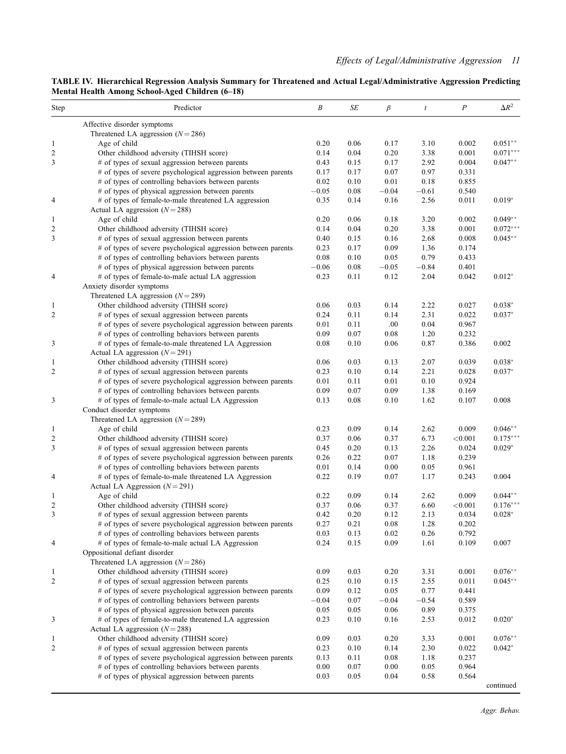**TABLE IV. Hierarchical Regression Analysis Summary for Threatened and Actual Legal/Administrative Aggression Predicting Mental Health Among School-Aged Children (6–18)**

| Step | Predictor | $B$ | $SE$ | $\beta$ | $t$ | $P$ | $\Delta R^2$ |
|---|---|---|---|---|---|---|---|
| | Affective disorder symptoms | | | | | | |
| | Threatened LA aggression ($N = 286$) | | | | | | |
| 1 | Age of child | 0.20 | 0.06 | 0.17 | 3.10 | 0.002 | $0.051^{**}$ |
| 2 | Other childhood adversity (TIHSH score) | 0.14 | 0.04 | 0.20 | 3.38 | 0.001 | $0.071^{***}$ |
| 3 | # of types of sexual aggression between parents | 0.43 | 0.15 | 0.17 | 2.92 | 0.004 | $0.047^{**}$ |
| | # of types of severe psychological aggression between parents | 0.17 | 0.17 | 0.07 | 0.97 | 0.331 | |
| | # of types of controlling behaviors between parents | 0.02 | 0.10 | 0.01 | 0.18 | 0.855 | |
| | # of types of physical aggression between parents | −0.05 | 0.08 | −0.04 | −0.61 | 0.540 | |
| 4 | # of types of female-to-male threatened LA aggression | 0.35 | 0.14 | 0.16 | 2.56 | 0.011 | $0.019^{*}$ |
| | Actual LA aggression ($N = 288$) | | | | | | |
| 1 | Age of child | 0.20 | 0.06 | 0.18 | 3.20 | 0.002 | $0.049^{**}$ |
| 2 | Other childhood adversity (TIHSH score) | 0.14 | 0.04 | 0.20 | 3.38 | 0.001 | $0.072^{***}$ |
| 3 | # of types of sexual aggression between parents | 0.40 | 0.15 | 0.16 | 2.68 | 0.008 | $0.045^{**}$ |
| | # of types of severe psychological aggression between parents | 0.23 | 0.17 | 0.09 | 1.36 | 0.174 | |
| | # of types of controlling behaviors between parents | 0.08 | 0.10 | 0.05 | 0.79 | 0.433 | |
| | # of types of physical aggression between parents | −0.06 | 0.08 | −0.05 | −0.84 | 0.401 | |
| 4 | # of types of female-to-male actual LA aggression | 0.23 | 0.11 | 0.12 | 2.04 | 0.042 | $0.012^{*}$ |
| | Anxiety disorder symptoms | | | | | | |
| | Threatened LA aggression ($N = 289$) | | | | | | |
| 1 | Other childhood adversity (TIHSH score) | 0.06 | 0.03 | 0.14 | 2.22 | 0.027 | $0.038^{*}$ |
| 2 | # of types of sexual aggression between parents | 0.24 | 0.11 | 0.14 | 2.31 | 0.022 | $0.037^{*}$ |
| | # of types of severe psychological aggression between parents | 0.01 | 0.11 | .00 | 0.04 | 0.967 | |
| | # of types of controlling behaviors between parents | 0.09 | 0.07 | 0.08 | 1.20 | 0.232 | |
| 3 | # of types of female-to-male threatened LA Aggression | 0.08 | 0.10 | 0.06 | 0.87 | 0.386 | 0.002 |
| | Actual LA aggression ($N = 291$) | | | | | | |
| 1 | Other childhood adversity (TIHSH score) | 0.06 | 0.03 | 0.13 | 2.07 | 0.039 | $0.038^{*}$ |
| 2 | # of types of sexual aggression between parents | 0.23 | 0.10 | 0.14 | 2.21 | 0.028 | $0.037^{*}$ |
| | # of types of severe psychological aggression between parents | 0.01 | 0.11 | 0.01 | 0.10 | 0.924 | |
| | # of types of controlling behaviors between parents | 0.09 | 0.07 | 0.09 | 1.38 | 0.169 | |
| 3 | # of types of female-to-male actual LA Aggression | 0.13 | 0.08 | 0.10 | 1.62 | 0.107 | 0.008 |
| | Conduct disorder symptoms | | | | | | |
| | Threatened LA aggression ($N = 289$) | | | | | | |
| 1 | Age of child | 0.23 | 0.09 | 0.14 | 2.62 | 0.009 | $0.046^{**}$ |
| 2 | Other childhood adversity (TIHSH score) | 0.37 | 0.06 | 0.37 | 6.73 | <0.001 | $0.175^{***}$ |
| 3 | # of types of sexual aggression between parents | 0.45 | 0.20 | 0.13 | 2.26 | 0.024 | $0.029^{*}$ |
| | # of types of severe psychological aggression between parents | 0.26 | 0.22 | 0.07 | 1.18 | 0.239 | |
| | # of types of controlling behaviors between parents | 0.01 | 0.14 | 0.00 | 0.05 | 0.961 | |
| 4 | # of types of female-to-male threatened LA Aggression | 0.22 | 0.19 | 0.07 | 1.17 | 0.243 | 0.004 |
| | Actual LA Aggression ($N = 291$) | | | | | | |
| 1 | Age of child | 0.22 | 0.09 | 0.14 | 2.62 | 0.009 | $0.044^{**}$ |
| 2 | Other childhood adversity (TIHSH score) | 0.37 | 0.06 | 0.37 | 6.60 | <0.001 | $0.176^{***}$ |
| 3 | # of types of sexual aggression between parents | 0.42 | 0.20 | 0.12 | 2.13 | 0.034 | $0.028^{*}$ |
| | # of types of severe psychological aggression between parents | 0.27 | 0.21 | 0.08 | 1.28 | 0.202 | |
| | # of types of controlling behaviors between parents | 0.03 | 0.13 | 0.02 | 0.26 | 0.792 | |
| 4 | # of types of female-to-male actual LA Aggression | 0.24 | 0.15 | 0.09 | 1.61 | 0.109 | 0.007 |
| | Oppositional defiant disorder | | | | | | |
| | Threatened LA aggression ($N = 286$) | | | | | | |
| 1 | Other childhood adversity (TIHSH score) | 0.09 | 0.03 | 0.20 | 3.31 | 0.001 | $0.076^{**}$ |
| 2 | # of types of sexual aggression between parents | 0.25 | 0.10 | 0.15 | 2.55 | 0.011 | $0.045^{**}$ |
| | # of types of severe psychological aggression between parents | 0.09 | 0.12 | 0.05 | 0.77 | 0.441 | |
| | # of types of controlling behaviors between parents | −0.04 | 0.07 | −0.04 | −0.54 | 0.589 | |
| | # of types of physical aggression between parents | 0.05 | 0.05 | 0.06 | 0.89 | 0.375 | |
| 3 | # of types of female-to-male threatened LA aggression | 0.23 | 0.10 | 0.16 | 2.53 | 0.012 | $0.020^{*}$ |
| | Actual LA aggression ($N = 288$) | | | | | | |
| 1 | Other childhood adversity (TIHSH score) | 0.09 | 0.03 | 0.20 | 3.33 | 0.001 | $0.076^{**}$ |
| 2 | # of types of sexual aggression between parents | 0.23 | 0.10 | 0.14 | 2.30 | 0.022 | $0.042^{*}$ |
| | # of types of severe psychological aggression between parents | 0.13 | 0.11 | 0.08 | 1.18 | 0.237 | |
| | # of types of controlling behaviors between parents | 0.00 | 0.07 | 0.00 | 0.05 | 0.964 | |
| | # of types of physical aggression between parents | 0.03 | 0.05 | 0.04 | 0.58 | 0.564 | |

continued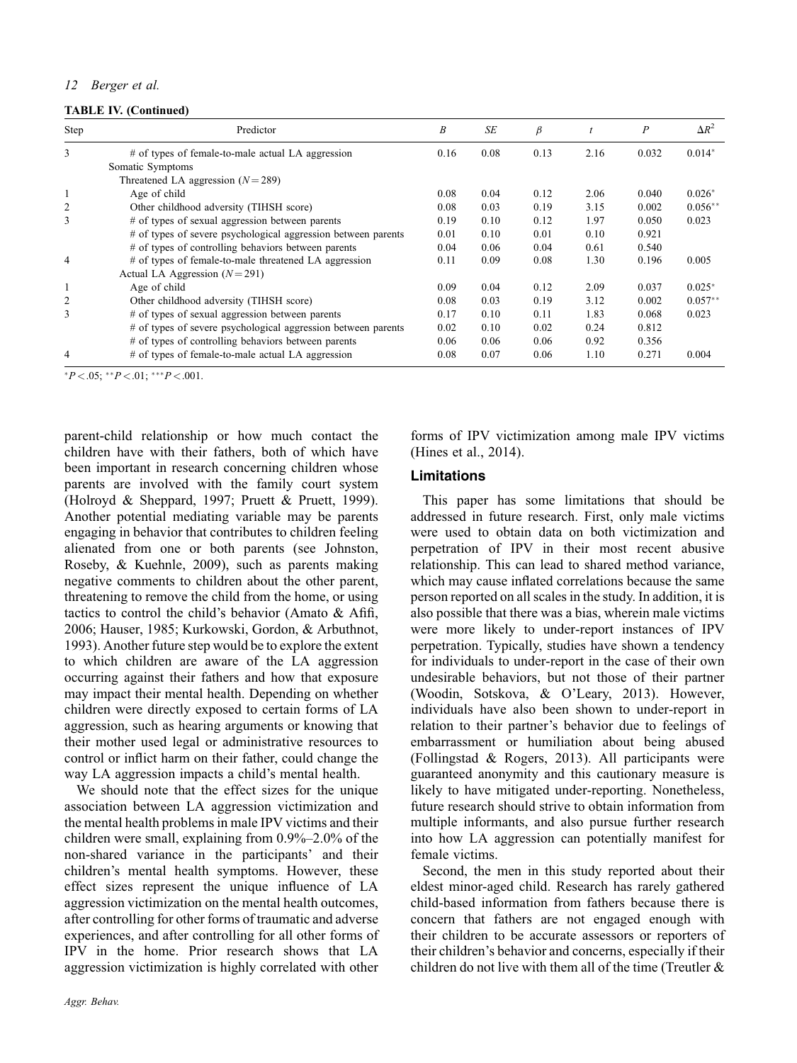**TABLE IV. (Continued)**

| Step | Predictor | $B$ | $SE$ | $\beta$ | $t$ | $P$ | $\Delta R^2$ |
|---|---|---|---|---|---|---|---|
| 3 | # of types of female-to-male actual LA aggression | 0.16 | 0.08 | 0.13 | 2.16 | 0.032 | 0.014* |
| | Somatic Symptoms | | | | | | |
| | Threatened LA aggression ($N = 289$) | | | | | | |
| 1 | Age of child | 0.08 | 0.04 | 0.12 | 2.06 | 0.040 | 0.026* |
| 2 | Other childhood adversity (TIHSH score) | 0.08 | 0.03 | 0.19 | 3.15 | 0.002 | 0.056** |
| 3 | # of types of sexual aggression between parents | 0.19 | 0.10 | 0.12 | 1.97 | 0.050 | 0.023 |
| | # of types of severe psychological aggression between parents | 0.01 | 0.10 | 0.01 | 0.10 | 0.921 | |
| | # of types of controlling behaviors between parents | 0.04 | 0.06 | 0.04 | 0.61 | 0.540 | |
| 4 | # of types of female-to-male threatened LA aggression | 0.11 | 0.09 | 0.08 | 1.30 | 0.196 | 0.005 |
| | Actual LA Aggression ($N = 291$) | | | | | | |
| 1 | Age of child | 0.09 | 0.04 | 0.12 | 2.09 | 0.037 | 0.025* |
| 2 | Other childhood adversity (TIHSH score) | 0.08 | 0.03 | 0.19 | 3.12 | 0.002 | 0.057** |
| 3 | # of types of sexual aggression between parents | 0.17 | 0.10 | 0.11 | 1.83 | 0.068 | 0.023 |
| | # of types of severe psychological aggression between parents | 0.02 | 0.10 | 0.02 | 0.24 | 0.812 | |
| | # of types of controlling behaviors between parents | 0.06 | 0.06 | 0.06 | 0.92 | 0.356 | |
| 4 | # of types of female-to-male actual LA aggression | 0.08 | 0.07 | 0.06 | 1.10 | 0.271 | 0.004 |

*$P < .05$; **$P < .01$; ***$P < .001$.

parent-child relationship or how much contact the children have with their fathers, both of which have been important in research concerning children whose parents are involved with the family court system (Holroyd & Sheppard, 1997; Pruett & Pruett, 1999). Another potential mediating variable may be parents engaging in behavior that contributes to children feeling alienated from one or both parents (see Johnston, Roseby, & Kuehnle, 2009), such as parents making negative comments to children about the other parent, threatening to remove the child from the home, or using tactics to control the child's behavior (Amato & Afifi, 2006; Hauser, 1985; Kurkowski, Gordon, & Arbuthnot, 1993). Another future step would be to explore the extent to which children are aware of the LA aggression occurring against their fathers and how that exposure may impact their mental health. Depending on whether children were directly exposed to certain forms of LA aggression, such as hearing arguments or knowing that their mother used legal or administrative resources to control or inflict harm on their father, could change the way LA aggression impacts a child's mental health.

We should note that the effect sizes for the unique association between LA aggression victimization and the mental health problems in male IPV victims and their children were small, explaining from 0.9%–2.0% of the non-shared variance in the participants' and their children's mental health symptoms. However, these effect sizes represent the unique influence of LA aggression victimization on the mental health outcomes, after controlling for other forms of traumatic and adverse experiences, and after controlling for all other forms of IPV in the home. Prior research shows that LA aggression victimization is highly correlated with other forms of IPV victimization among male IPV victims (Hines et al., 2014).

## Limitations

This paper has some limitations that should be addressed in future research. First, only male victims were used to obtain data on both victimization and perpetration of IPV in their most recent abusive relationship. This can lead to shared method variance, which may cause inflated correlations because the same person reported on all scales in the study. In addition, it is also possible that there was a bias, wherein male victims were more likely to under-report instances of IPV perpetration. Typically, studies have shown a tendency for individuals to under-report in the case of their own undesirable behaviors, but not those of their partner (Woodin, Sotskova, & O'Leary, 2013). However, individuals have also been shown to under-report in relation to their partner's behavior due to feelings of embarrassment or humiliation about being abused (Follingstad & Rogers, 2013). All participants were guaranteed anonymity and this cautionary measure is likely to have mitigated under-reporting. Nonetheless, future research should strive to obtain information from multiple informants, and also pursue further research into how LA aggression can potentially manifest for female victims.

Second, the men in this study reported about their eldest minor-aged child. Research has rarely gathered child-based information from fathers because there is concern that fathers are not engaged enough with their children to be accurate assessors or reporters of their children's behavior and concerns, especially if their children do not live with them all of the time (Treutler &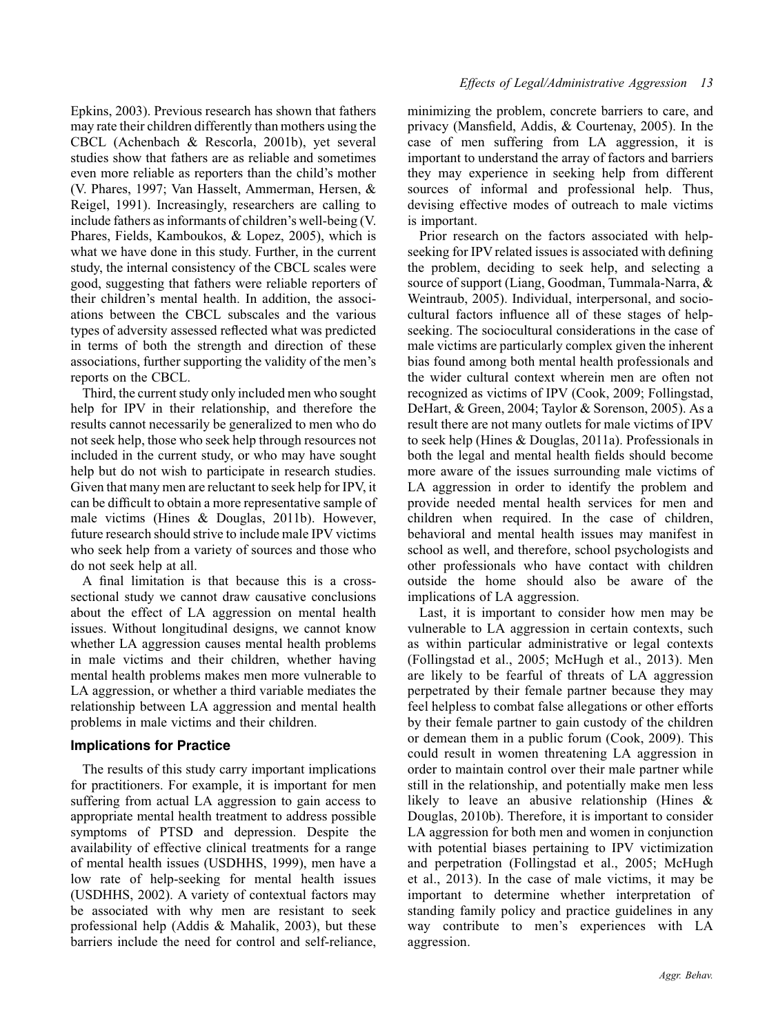Epkins, 2003). Previous research has shown that fathers may rate their children differently than mothers using the CBCL (Achenbach & Rescorla, 2001b), yet several studies show that fathers are as reliable and sometimes even more reliable as reporters than the child's mother (V. Phares, 1997; Van Hasselt, Ammerman, Hersen, & Reigel, 1991). Increasingly, researchers are calling to include fathers as informants of children's well-being (V. Phares, Fields, Kamboukos, & Lopez, 2005), which is what we have done in this study. Further, in the current study, the internal consistency of the CBCL scales were good, suggesting that fathers were reliable reporters of their children's mental health. In addition, the associations between the CBCL subscales and the various types of adversity assessed reflected what was predicted in terms of both the strength and direction of these associations, further supporting the validity of the men's reports on the CBCL.

Third, the current study only included men who sought help for IPV in their relationship, and therefore the results cannot necessarily be generalized to men who do not seek help, those who seek help through resources not included in the current study, or who may have sought help but do not wish to participate in research studies. Given that many men are reluctant to seek help for IPV, it can be difficult to obtain a more representative sample of male victims (Hines & Douglas, 2011b). However, future research should strive to include male IPV victims who seek help from a variety of sources and those who do not seek help at all.

A final limitation is that because this is a cross-sectional study we cannot draw causative conclusions about the effect of LA aggression on mental health issues. Without longitudinal designs, we cannot know whether LA aggression causes mental health problems in male victims and their children, whether having mental health problems makes men more vulnerable to LA aggression, or whether a third variable mediates the relationship between LA aggression and mental health problems in male victims and their children.

## Implications for Practice

The results of this study carry important implications for practitioners. For example, it is important for men suffering from actual LA aggression to gain access to appropriate mental health treatment to address possible symptoms of PTSD and depression. Despite the availability of effective clinical treatments for a range of mental health issues (USDHHS, 1999), men have a low rate of help-seeking for mental health issues (USDHHS, 2002). A variety of contextual factors may be associated with why men are resistant to seek professional help (Addis & Mahalik, 2003), but these barriers include the need for control and self-reliance, minimizing the problem, concrete barriers to care, and privacy (Mansfield, Addis, & Courtenay, 2005). In the case of men suffering from LA aggression, it is important to understand the array of factors and barriers they may experience in seeking help from different sources of informal and professional help. Thus, devising effective modes of outreach to male victims is important.

Prior research on the factors associated with help-seeking for IPV related issues is associated with defining the problem, deciding to seek help, and selecting a source of support (Liang, Goodman, Tummala-Narra, & Weintraub, 2005). Individual, interpersonal, and sociocultural factors influence all of these stages of help-seeking. The sociocultural considerations in the case of male victims are particularly complex given the inherent bias found among both mental health professionals and the wider cultural context wherein men are often not recognized as victims of IPV (Cook, 2009; Follingstad, DeHart, & Green, 2004; Taylor & Sorenson, 2005). As a result there are not many outlets for male victims of IPV to seek help (Hines & Douglas, 2011a). Professionals in both the legal and mental health fields should become more aware of the issues surrounding male victims of LA aggression in order to identify the problem and provide needed mental health services for men and children when required. In the case of children, behavioral and mental health issues may manifest in school as well, and therefore, school psychologists and other professionals who have contact with children outside the home should also be aware of the implications of LA aggression.

Last, it is important to consider how men may be vulnerable to LA aggression in certain contexts, such as within particular administrative or legal contexts (Follingstad et al., 2005; McHugh et al., 2013). Men are likely to be fearful of threats of LA aggression perpetrated by their female partner because they may feel helpless to combat false allegations or other efforts by their female partner to gain custody of the children or demean them in a public forum (Cook, 2009). This could result in women threatening LA aggression in order to maintain control over their male partner while still in the relationship, and potentially make men less likely to leave an abusive relationship (Hines & Douglas, 2010b). Therefore, it is important to consider LA aggression for both men and women in conjunction with potential biases pertaining to IPV victimization and perpetration (Follingstad et al., 2005; McHugh et al., 2013). In the case of male victims, it may be important to determine whether interpretation of standing family policy and practice guidelines in any way contribute to men's experiences with LA aggression.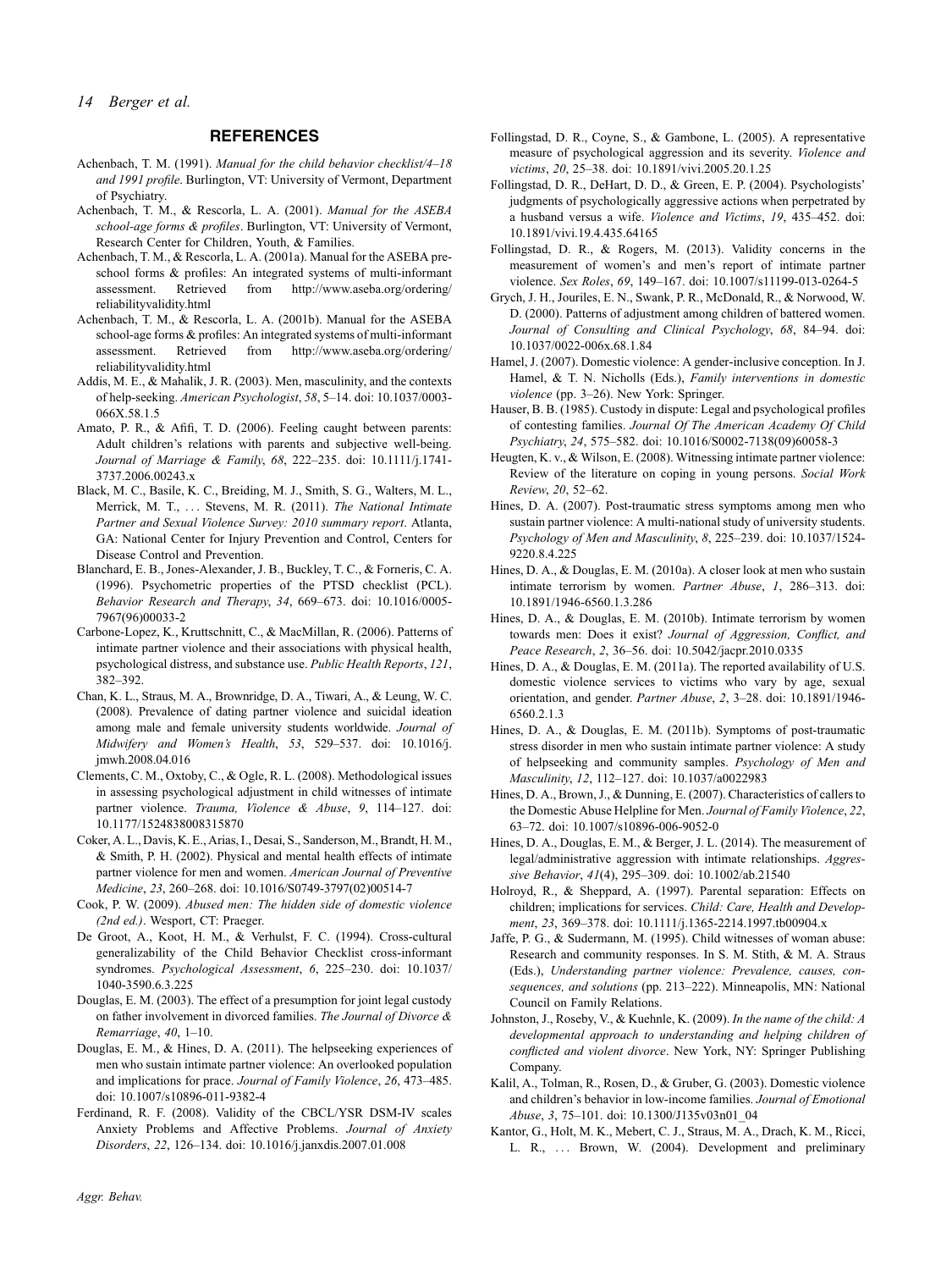## REFERENCES

Achenbach, T. M. (1991). *Manual for the child behavior checklist/4–18 and 1991 profile*. Burlington, VT: University of Vermont, Department of Psychiatry.

Achenbach, T. M., & Rescorla, L. A. (2001). *Manual for the ASEBA school-age forms & profiles*. Burlington, VT: University of Vermont, Research Center for Children, Youth, & Families.

Achenbach, T. M., & Rescorla, L. A. (2001a). Manual for the ASEBA preschool forms & profiles: An integrated systems of multi-informant assessment. Retrieved from http://www.aseba.org/ordering/reliabilityvalidity.html

Achenbach, T. M., & Rescorla, L. A. (2001b). Manual for the ASEBA school-age forms & profiles: An integrated systems of multi-informant assessment. Retrieved from http://www.aseba.org/ordering/reliabilityvalidity.html

Addis, M. E., & Mahalik, J. R. (2003). Men, masculinity, and the contexts of help-seeking. *American Psychologist*, *58*, 5–14. doi: 10.1037/0003-066X.58.1.5

Amato, P. R., & Afifi, T. D. (2006). Feeling caught between parents: Adult children's relations with parents and subjective well-being. *Journal of Marriage & Family*, *68*, 222–235. doi: 10.1111/j.1741-3737.2006.00243.x

Black, M. C., Basile, K. C., Breiding, M. J., Smith, S. G., Walters, M. L., Merrick, M. T., . . . Stevens, M. R. (2011). *The National Intimate Partner and Sexual Violence Survey: 2010 summary report*. Atlanta, GA: National Center for Injury Prevention and Control, Centers for Disease Control and Prevention.

Blanchard, E. B., Jones-Alexander, J. B., Buckley, T. C., & Forneris, C. A. (1996). Psychometric properties of the PTSD checklist (PCL). *Behavior Research and Therapy*, *34*, 669–673. doi: 10.1016/0005-7967(96)00033-2

Carbone-Lopez, K., Kruttschnitt, C., & MacMillan, R. (2006). Patterns of intimate partner violence and their associations with physical health, psychological distress, and substance use. *Public Health Reports*, *121*, 382–392.

Chan, K. L., Straus, M. A., Brownridge, D. A., Tiwari, A., & Leung, W. C. (2008). Prevalence of dating partner violence and suicidal ideation among male and female university students worldwide. *Journal of Midwifery and Women's Health*, *53*, 529–537. doi: 10.1016/j.jmwh.2008.04.016

Clements, C. M., Oxtoby, C., & Ogle, R. L. (2008). Methodological issues in assessing psychological adjustment in child witnesses of intimate partner violence. *Trauma, Violence & Abuse*, *9*, 114–127. doi: 10.1177/1524838008315870

Coker, A. L., Davis, K. E., Arias, I., Desai, S., Sanderson, M., Brandt, H. M., & Smith, P. H. (2002). Physical and mental health effects of intimate partner violence for men and women. *American Journal of Preventive Medicine*, *23*, 260–268. doi: 10.1016/S0749-3797(02)00514-7

Cook, P. W. (2009). *Abused men: The hidden side of domestic violence (2nd ed.)*. Wesport, CT: Praeger.

De Groot, A., Koot, H. M., & Verhulst, F. C. (1994). Cross-cultural generalizability of the Child Behavior Checklist cross-informant syndromes. *Psychological Assessment*, *6*, 225–230. doi: 10.1037/1040-3590.6.3.225

Douglas, E. M. (2003). The effect of a presumption for joint legal custody on father involvement in divorced families. *The Journal of Divorce & Remarriage*, *40*, 1–10.

Douglas, E. M., & Hines, D. A. (2011). The helpseeking experiences of men who sustain intimate partner violence: An overlooked population and implications for prace. *Journal of Family Violence*, *26*, 473–485. doi: 10.1007/s10896-011-9382-4

Ferdinand, R. F. (2008). Validity of the CBCL/YSR DSM-IV scales Anxiety Problems and Affective Problems. *Journal of Anxiety Disorders*, *22*, 126–134. doi: 10.1016/j.janxdis.2007.01.008

Follingstad, D. R., Coyne, S., & Gambone, L. (2005). A representative measure of psychological aggression and its severity. *Violence and victims*, *20*, 25–38. doi: 10.1891/vivi.2005.20.1.25

Follingstad, D. R., DeHart, D. D., & Green, E. P. (2004). Psychologists' judgments of psychologically aggressive actions when perpetrated by a husband versus a wife. *Violence and Victims*, *19*, 435–452. doi: 10.1891/vivi.19.4.435.64165

Follingstad, D. R., & Rogers, M. (2013). Validity concerns in the measurement of women's and men's report of intimate partner violence. *Sex Roles*, *69*, 149–167. doi: 10.1007/s11199-013-0264-5

Grych, J. H., Jouriles, E. N., Swank, P. R., McDonald, R., & Norwood, W. D. (2000). Patterns of adjustment among children of battered women. *Journal of Consulting and Clinical Psychology*, *68*, 84–94. doi: 10.1037/0022-006x.68.1.84

Hamel, J. (2007). Domestic violence: A gender-inclusive conception. In J. Hamel, & T. N. Nicholls (Eds.), *Family interventions in domestic violence* (pp. 3–26). New York: Springer.

Hauser, B. B. (1985). Custody in dispute: Legal and psychological profiles of contesting families. *Journal Of The American Academy Of Child Psychiatry*, *24*, 575–582. doi: 10.1016/S0002-7138(09)60058-3

Heugten, K. v., & Wilson, E. (2008). Witnessing intimate partner violence: Review of the literature on coping in young persons. *Social Work Review*, *20*, 52–62.

Hines, D. A. (2007). Post-traumatic stress symptoms among men who sustain partner violence: A multi-national study of university students. *Psychology of Men and Masculinity*, *8*, 225–239. doi: 10.1037/1524-9220.8.4.225

Hines, D. A., & Douglas, E. M. (2010a). A closer look at men who sustain intimate terrorism by women. *Partner Abuse*, *1*, 286–313. doi: 10.1891/1946-6560.1.3.286

Hines, D. A., & Douglas, E. M. (2010b). Intimate terrorism by women towards men: Does it exist? *Journal of Aggression, Conflict, and Peace Research*, *2*, 36–56. doi: 10.5042/jacpr.2010.0335

Hines, D. A., & Douglas, E. M. (2011a). The reported availability of U.S. domestic violence services to victims who vary by age, sexual orientation, and gender. *Partner Abuse*, *2*, 3–28. doi: 10.1891/1946-6560.2.1.3

Hines, D. A., & Douglas, E. M. (2011b). Symptoms of post-traumatic stress disorder in men who sustain intimate partner violence: A study of helpseeking and community samples. *Psychology of Men and Masculinity*, *12*, 112–127. doi: 10.1037/a0022983

Hines, D. A., Brown, J., & Dunning, E. (2007). Characteristics of callers to the Domestic Abuse Helpline for Men. *Journal of Family Violence*, *22*, 63–72. doi: 10.1007/s10896-006-9052-0

Hines, D. A., Douglas, E. M., & Berger, J. L. (2014). The measurement of legal/administrative aggression with intimate relationships. *Aggressive Behavior*, *41*(4), 295–309. doi: 10.1002/ab.21540

Holroyd, R., & Sheppard, A. (1997). Parental separation: Effects on children; implications for services. *Child: Care, Health and Development*, *23*, 369–378. doi: 10.1111/j.1365-2214.1997.tb00904.x

Jaffe, P. G., & Sudermann, M. (1995). Child witnesses of woman abuse: Research and community responses. In S. M. Stith, & M. A. Straus (Eds.), *Understanding partner violence: Prevalence, causes, consequences, and solutions* (pp. 213–222). Minneapolis, MN: National Council on Family Relations.

Johnston, J., Roseby, V., & Kuehnle, K. (2009). *In the name of the child: A developmental approach to understanding and helping children of conflicted and violent divorce*. New York, NY: Springer Publishing Company.

Kalil, A., Tolman, R., Rosen, D., & Gruber, G. (2003). Domestic violence and children's behavior in low-income families. *Journal of Emotional Abuse*, *3*, 75–101. doi: 10.1300/J135v03n01_04

Kantor, G., Holt, M. K., Mebert, C. J., Straus, M. A., Drach, K. M., Ricci, L. R., . . . Brown, W. (2004). Development and preliminary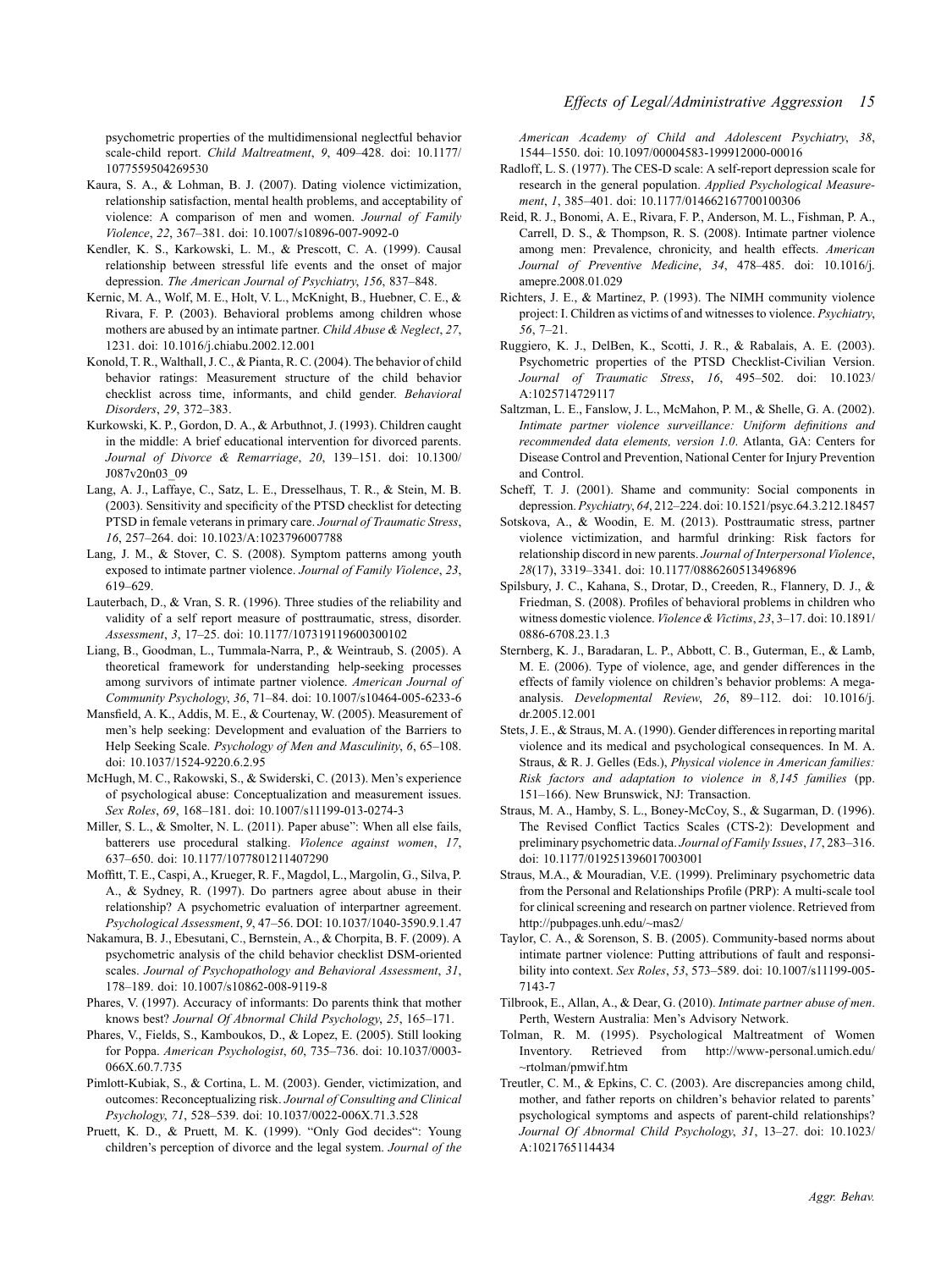psychometric properties of the multidimensional neglectful behavior scale-child report. *Child Maltreatment*, *9*, 409–428. doi: 10.1177/1077559504269530

Kaura, S. A., & Lohman, B. J. (2007). Dating violence victimization, relationship satisfaction, mental health problems, and acceptability of violence: A comparison of men and women. *Journal of Family Violence*, *22*, 367–381. doi: 10.1007/s10896-007-9092-0

Kendler, K. S., Karkowski, L. M., & Prescott, C. A. (1999). Causal relationship between stressful life events and the onset of major depression. *The American Journal of Psychiatry*, *156*, 837–848.

Kernic, M. A., Wolf, M. E., Holt, V. L., McKnight, B., Huebner, C. E., & Rivara, F. P. (2003). Behavioral problems among children whose mothers are abused by an intimate partner. *Child Abuse & Neglect*, *27*, 1231. doi: 10.1016/j.chiabu.2002.12.001

Konold, T. R., Walthall, J. C., & Pianta, R. C. (2004). The behavior of child behavior ratings: Measurement structure of the child behavior checklist across time, informants, and child gender. *Behavioral Disorders*, *29*, 372–383.

Kurkowski, K. P., Gordon, D. A., & Arbuthnot, J. (1993). Children caught in the middle: A brief educational intervention for divorced parents. *Journal of Divorce & Remarriage*, *20*, 139–151. doi: 10.1300/J087v20n03_09

Lang, A. J., Laffaye, C., Satz, L. E., Dresselhaus, T. R., & Stein, M. B. (2003). Sensitivity and specificity of the PTSD checklist for detecting PTSD in female veterans in primary care. *Journal of Traumatic Stress*, *16*, 257–264. doi: 10.1023/A:1023796007788

Lang, J. M., & Stover, C. S. (2008). Symptom patterns among youth exposed to intimate partner violence. *Journal of Family Violence*, *23*, 619–629.

Lauterbach, D., & Vran, S. R. (1996). Three studies of the reliability and validity of a self report measure of posttraumatic, stress, disorder. *Assessment*, *3*, 17–25. doi: 10.1177/107319119600300102

Liang, B., Goodman, L., Tummala-Narra, P., & Weintraub, S. (2005). A theoretical framework for understanding help-seeking processes among survivors of intimate partner violence. *American Journal of Community Psychology*, *36*, 71–84. doi: 10.1007/s10464-005-6233-6

Mansfield, A. K., Addis, M. E., & Courtenay, W. (2005). Measurement of men's help seeking: Development and evaluation of the Barriers to Help Seeking Scale. *Psychology of Men and Masculinity*, *6*, 65–108. doi: 10.1037/1524-9220.6.2.95

McHugh, M. C., Rakowski, S., & Swiderski, C. (2013). Men's experience of psychological abuse: Conceptualization and measurement issues. *Sex Roles*, *69*, 168–181. doi: 10.1007/s11199-013-0274-3

Miller, S. L., & Smolter, N. L. (2011). Paper abuse": When all else fails, batterers use procedural stalking. *Violence against women*, *17*, 637–650. doi: 10.1177/1077801211407290

Moffitt, T. E., Caspi, A., Krueger, R. F., Magdol, L., Margolin, G., Silva, P. A., & Sydney, R. (1997). Do partners agree about abuse in their relationship? A psychometric evaluation of interpartner agreement. *Psychological Assessment*, *9*, 47–56. DOI: 10.1037/1040-3590.9.1.47

Nakamura, B. J., Ebesutani, C., Bernstein, A., & Chorpita, B. F. (2009). A psychometric analysis of the child behavior checklist DSM-oriented scales. *Journal of Psychopathology and Behavioral Assessment*, *31*, 178–189. doi: 10.1007/s10862-008-9119-8

Phares, V. (1997). Accuracy of informants: Do parents think that mother knows best? *Journal Of Abnormal Child Psychology*, *25*, 165–171.

Phares, V., Fields, S., Kamboukos, D., & Lopez, E. (2005). Still looking for Poppa. *American Psychologist*, *60*, 735–736. doi: 10.1037/0003-066X.60.7.735

Pimlott-Kubiak, S., & Cortina, L. M. (2003). Gender, victimization, and outcomes: Reconceptualizing risk. *Journal of Consulting and Clinical Psychology*, *71*, 528–539. doi: 10.1037/0022-006X.71.3.528

Pruett, K. D., & Pruett, M. K. (1999). "Only God decides": Young children's perception of divorce and the legal system. *Journal of the American Academy of Child and Adolescent Psychiatry*, *38*, 1544–1550. doi: 10.1097/00004583-199912000-00016

Radloff, L. S. (1977). The CES-D scale: A self-report depression scale for research in the general population. *Applied Psychological Measurement*, *1*, 385–401. doi: 10.1177/014662167700100306

Reid, R. J., Bonomi, A. E., Rivara, F. P., Anderson, M. L., Fishman, P. A., Carrell, D. S., & Thompson, R. S. (2008). Intimate partner violence among men: Prevalence, chronicity, and health effects. *American Journal of Preventive Medicine*, *34*, 478–485. doi: 10.1016/j.amepre.2008.01.029

Richters, J. E., & Martinez, P. (1993). The NIMH community violence project: I. Children as victims of and witnesses to violence. *Psychiatry*, *56*, 7–21.

Ruggiero, K. J., DelBen, K., Scotti, J. R., & Rabalais, A. E. (2003). Psychometric properties of the PTSD Checklist-Civilian Version. *Journal of Traumatic Stress*, *16*, 495–502. doi: 10.1023/A:1025714729117

Saltzman, L. E., Fanslow, J. L., McMahon, P. M., & Shelle, G. A. (2002). *Intimate partner violence surveillance: Uniform definitions and recommended data elements, version 1.0*. Atlanta, GA: Centers for Disease Control and Prevention, National Center for Injury Prevention and Control.

Scheff, T. J. (2001). Shame and community: Social components in depression. *Psychiatry*, *64*, 212–224. doi: 10.1521/psyc.64.3.212.18457

Sotskova, A., & Woodin, E. M. (2013). Posttraumatic stress, partner violence victimization, and harmful drinking: Risk factors for relationship discord in new parents. *Journal of Interpersonal Violence*, *28*(17), 3319–3341. doi: 10.1177/0886260513496896

Spilsbury, J. C., Kahana, S., Drotar, D., Creeden, R., Flannery, D. J., & Friedman, S. (2008). Profiles of behavioral problems in children who witness domestic violence. *Violence & Victims*, *23*, 3–17. doi: 10.1891/0886-6708.23.1.3

Sternberg, K. J., Baradaran, L. P., Abbott, C. B., Guterman, E., & Lamb, M. E. (2006). Type of violence, age, and gender differences in the effects of family violence on children's behavior problems: A mega-analysis. *Developmental Review*, *26*, 89–112. doi: 10.1016/j.dr.2005.12.001

Stets, J. E., & Straus, M. A. (1990). Gender differences in reporting marital violence and its medical and psychological consequences. In M. A. Straus, & R. J. Gelles (Eds.), *Physical violence in American families: Risk factors and adaptation to violence in 8,145 families* (pp. 151–166). New Brunswick, NJ: Transaction.

Straus, M. A., Hamby, S. L., Boney-McCoy, S., & Sugarman, D. (1996). The Revised Conflict Tactics Scales (CTS-2): Development and preliminary psychometric data. *Journal of Family Issues*, *17*, 283–316. doi: 10.1177/019251396017003001

Straus, M.A., & Mouradian, V.E. (1999). Preliminary psychometric data from the Personal and Relationships Profile (PRP): A multi-scale tool for clinical screening and research on partner violence. Retrieved from http://pubpages.unh.edu/~mas2/

Taylor, C. A., & Sorenson, S. B. (2005). Community-based norms about intimate partner violence: Putting attributions of fault and responsibility into context. *Sex Roles*, *53*, 573–589. doi: 10.1007/s11199-005-7143-7

Tilbrook, E., Allan, A., & Dear, G. (2010). *Intimate partner abuse of men*. Perth, Western Australia: Men's Advisory Network.

Tolman, R. M. (1995). Psychological Maltreatment of Women Inventory. Retrieved from http://www-personal.umich.edu/~rtolman/pmwif.htm

Treutler, C. M., & Epkins, C. C. (2003). Are discrepancies among child, mother, and father reports on children's behavior related to parents' psychological symptoms and aspects of parent-child relationships? *Journal Of Abnormal Child Psychology*, *31*, 13–27. doi: 10.1023/A:1021765114434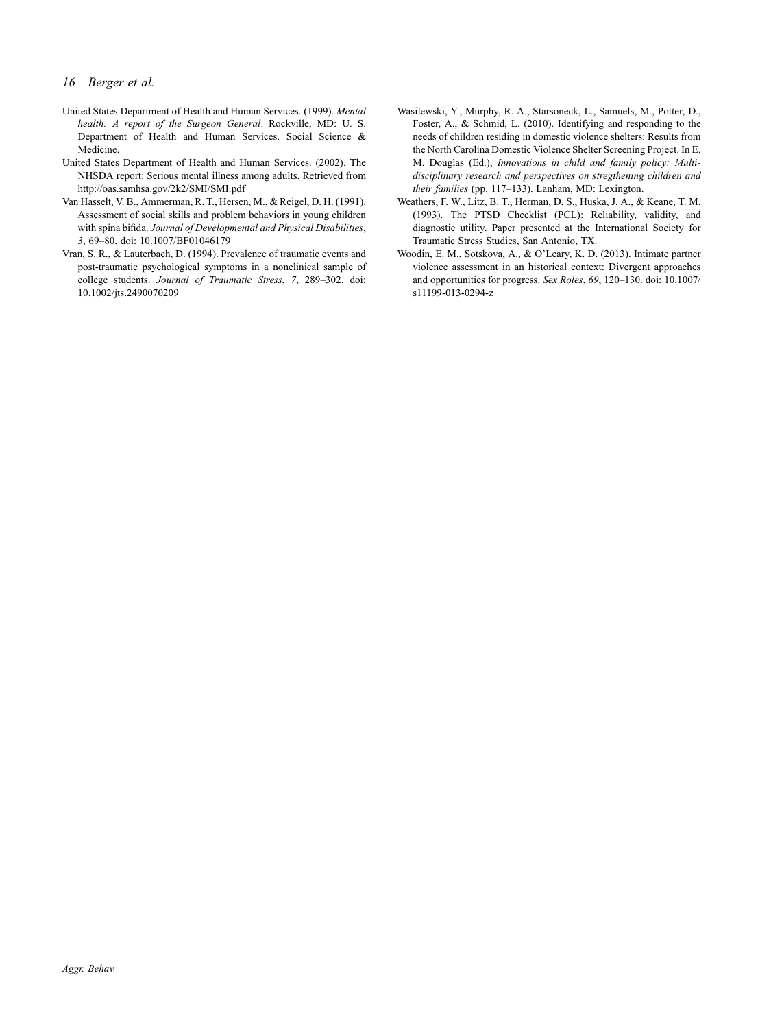United States Department of Health and Human Services. (1999). *Mental health: A report of the Surgeon General*. Rockville, MD: U. S. Department of Health and Human Services. Social Science & Medicine.

United States Department of Health and Human Services. (2002). The NHSDA report: Serious mental illness among adults. Retrieved from http://oas.samhsa.gov/2k2/SMI/SMI.pdf

Van Hasselt, V. B., Ammerman, R. T., Hersen, M., & Reigel, D. H. (1991). Assessment of social skills and problem behaviors in young children with spina bifida. *Journal of Developmental and Physical Disabilities*, *3*, 69–80. doi: 10.1007/BF01046179

Vran, S. R., & Lauterbach, D. (1994). Prevalence of traumatic events and post-traumatic psychological symptoms in a nonclinical sample of college students. *Journal of Traumatic Stress*, *7*, 289–302. doi: 10.1002/jts.2490070209

Wasilewski, Y., Murphy, R. A., Starsoneck, L., Samuels, M., Potter, D., Foster, A., & Schmid, L. (2010). Identifying and responding to the needs of children residing in domestic violence shelters: Results from the North Carolina Domestic Violence Shelter Screening Project. In E. M. Douglas (Ed.), *Innovations in child and family policy: Multi-disciplinary research and perspectives on stregthening children and their families* (pp. 117–133). Lanham, MD: Lexington.

Weathers, F. W., Litz, B. T., Herman, D. S., Huska, J. A., & Keane, T. M. (1993). The PTSD Checklist (PCL): Reliability, validity, and diagnostic utility. Paper presented at the International Society for Traumatic Stress Studies, San Antonio, TX.

Woodin, E. M., Sotskova, A., & O'Leary, K. D. (2013). Intimate partner violence assessment in an historical context: Divergent approaches and opportunities for progress. *Sex Roles*, *69*, 120–130. doi: 10.1007/s11199-013-0294-z